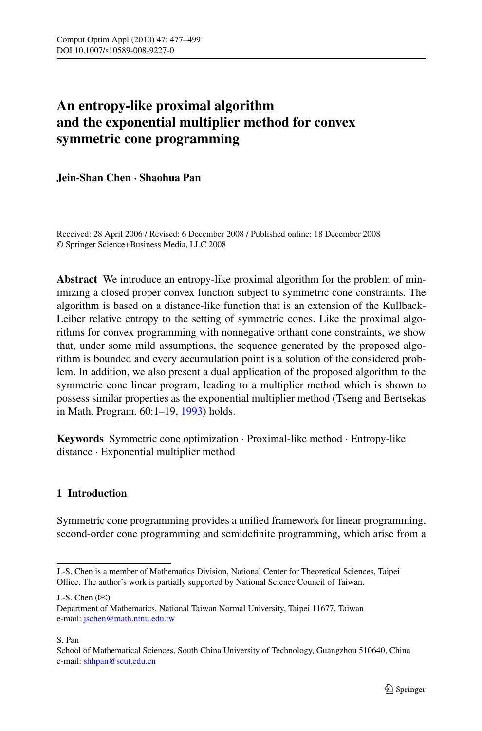# An entropy-like proximal algorithm and the exponential multiplier method for convex symmetric cone programming

**Jein-Shan Chen · Shaohua Pan**

Received: 28 April 2006 / Revised: 6 December 2008 / Published online: 18 December 2008
© Springer Science+Business Media, LLC 2008

**Abstract** We introduce an entropy-like proximal algorithm for the problem of minimizing a closed proper convex function subject to symmetric cone constraints. The algorithm is based on a distance-like function that is an extension of the Kullback-Leiber relative entropy to the setting of symmetric cones. Like the proximal algorithms for convex programming with nonnegative orthant cone constraints, we show that, under some mild assumptions, the sequence generated by the proposed algorithm is bounded and every accumulation point is a solution of the considered problem. In addition, we also present a dual application of the proposed algorithm to the symmetric cone linear program, leading to a multiplier method which is shown to possess similar properties as the exponential multiplier method (Tseng and Bertsekas in Math. Program. 60:1–19, 1993) holds.

**Keywords** Symmetric cone optimization · Proximal-like method · Entropy-like distance · Exponential multiplier method

## 1 Introduction

Symmetric cone programming provides a unified framework for linear programming, second-order cone programming and semidefinite programming, which arise from a

---

J.-S. Chen is a member of Mathematics Division, National Center for Theoretical Sciences, Taipei Office. The author's work is partially supported by National Science Council of Taiwan.

J.-S. Chen (✉)
Department of Mathematics, National Taiwan Normal University, Taipei 11677, Taiwan
e-mail: jschen@math.ntnu.edu.tw

S. Pan
School of Mathematical Sciences, South China University of Technology, Guangzhou 510640, China
e-mail: shhpan@scut.edu.cn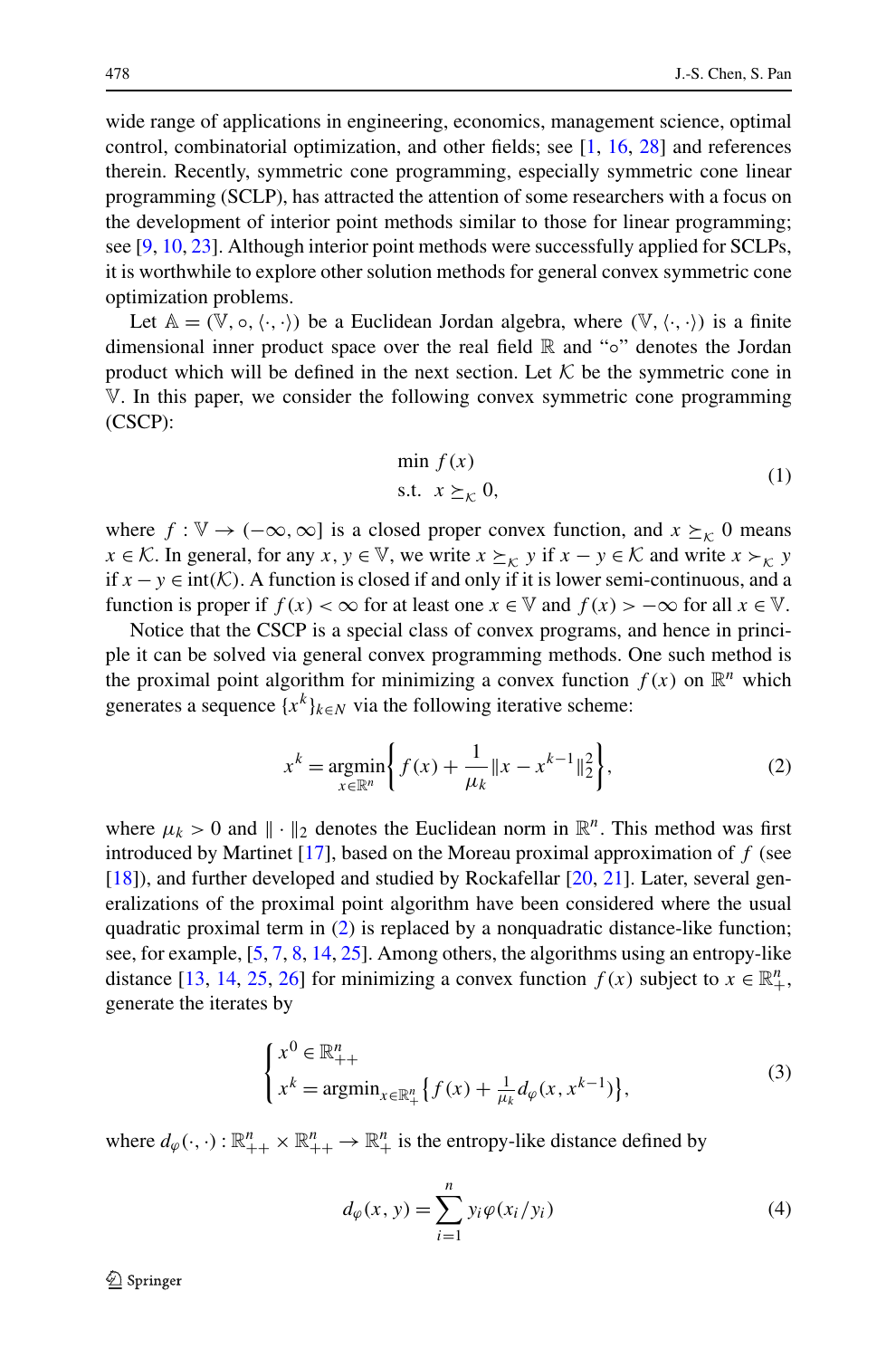wide range of applications in engineering, economics, management science, optimal control, combinatorial optimization, and other fields; see [1, 16, 28] and references therein. Recently, symmetric cone programming, especially symmetric cone linear programming (SCLP), has attracted the attention of some researchers with a focus on the development of interior point methods similar to those for linear programming; see [9, 10, 23]. Although interior point methods were successfully applied for SCLPs, it is worthwhile to explore other solution methods for general convex symmetric cone optimization problems.

Let $\mathbb{A} = (\mathbb{V}, \circ, \langle\cdot,\cdot\rangle)$ be a Euclidean Jordan algebra, where $(\mathbb{V}, \langle\cdot,\cdot\rangle)$ is a finite dimensional inner product space over the real field $\mathbb{R}$ and "$\circ$" denotes the Jordan product which will be defined in the next section. Let $\mathcal{K}$ be the symmetric cone in $\mathbb{V}$. In this paper, we consider the following convex symmetric cone programming (CSCP):

$$\begin{aligned} &\min\ f(x) \\ &\text{s.t.}\ \ x \succeq_{\mathcal{K}} 0, \end{aligned} \tag{1}$$

where $f : \mathbb{V} \to (-\infty, \infty]$ is a closed proper convex function, and $x \succeq_{\mathcal{K}} 0$ means $x \in \mathcal{K}$. In general, for any $x, y \in \mathbb{V}$, we write $x \succeq_{\mathcal{K}} y$ if $x - y \in \mathcal{K}$ and write $x \succ_{\mathcal{K}} y$ if $x - y \in \text{int}(\mathcal{K})$. A function is closed if and only if it is lower semi-continuous, and a function is proper if $f(x) < \infty$ for at least one $x \in \mathbb{V}$ and $f(x) > -\infty$ for all $x \in \mathbb{V}$.

Notice that the CSCP is a special class of convex programs, and hence in principle it can be solved via general convex programming methods. One such method is the proximal point algorithm for minimizing a convex function $f(x)$ on $\mathbb{R}^n$ which generates a sequence $\{x^k\}_{k\in N}$ via the following iterative scheme:

$$x^k = \operatorname*{argmin}_{x\in\mathbb{R}^n}\left\{ f(x) + \frac{1}{\mu_k}\|x - x^{k-1}\|_2^2 \right\}, \tag{2}$$

where $\mu_k > 0$ and $\|\cdot\|_2$ denotes the Euclidean norm in $\mathbb{R}^n$. This method was first introduced by Martinet [17], based on the Moreau proximal approximation of $f$ (see [18]), and further developed and studied by Rockafellar [20, 21]. Later, several generalizations of the proximal point algorithm have been considered where the usual quadratic proximal term in (2) is replaced by a nonquadratic distance-like function; see, for example, [5, 7, 8, 14, 25]. Among others, the algorithms using an entropy-like distance [13, 14, 25, 26] for minimizing a convex function $f(x)$ subject to $x \in \mathbb{R}^n_+$, generate the iterates by

$$\begin{cases} x^0 \in \mathbb{R}^n_{++} \\ x^k = \operatorname{argmin}_{x\in\mathbb{R}^n_+}\left\{ f(x) + \frac{1}{\mu_k} d_\varphi(x, x^{k-1}) \right\}, \end{cases} \tag{3}$$

where $d_\varphi(\cdot,\cdot) : \mathbb{R}^n_{++} \times \mathbb{R}^n_{++} \to \mathbb{R}^n_+$ is the entropy-like distance defined by

$$d_\varphi(x, y) = \sum_{i=1}^{n} y_i \varphi(x_i/y_i) \tag{4}$$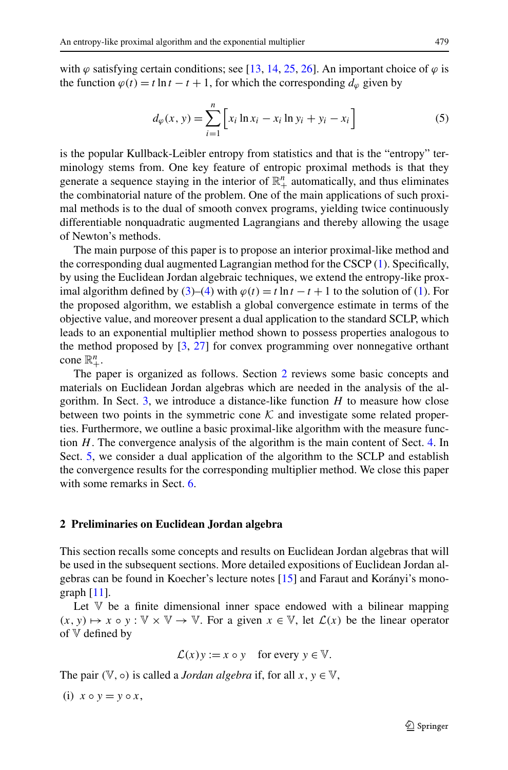with $\varphi$ satisfying certain conditions; see [13, 14, 25, 26]. An important choice of $\varphi$ is the function $\varphi(t) = t\ln t - t + 1$, for which the corresponding $d_\varphi$ given by

$$d_\varphi(x, y) = \sum_{i=1}^{n} \Big[ x_i \ln x_i - x_i \ln y_i + y_i - x_i \Big] \tag{5}$$

is the popular Kullback-Leibler entropy from statistics and that is the "entropy" terminology stems from. One key feature of entropic proximal methods is that they generate a sequence staying in the interior of $\mathbb{R}^n_+$ automatically, and thus eliminates the combinatorial nature of the problem. One of the main applications of such proximal methods is to the dual of smooth convex programs, yielding twice continuously differentiable nonquadratic augmented Lagrangians and thereby allowing the usage of Newton's methods.

The main purpose of this paper is to propose an interior proximal-like method and the corresponding dual augmented Lagrangian method for the CSCP (1). Specifically, by using the Euclidean Jordan algebraic techniques, we extend the entropy-like proximal algorithm defined by (3)–(4) with $\varphi(t) = t\ln t - t + 1$ to the solution of (1). For the proposed algorithm, we establish a global convergence estimate in terms of the objective value, and moreover present a dual application to the standard SCLP, which leads to an exponential multiplier method shown to possess properties analogous to the method proposed by [3, 27] for convex programming over nonnegative orthant cone $\mathbb{R}^n_+$.

The paper is organized as follows. Section 2 reviews some basic concepts and materials on Euclidean Jordan algebras which are needed in the analysis of the algorithm. In Sect. 3, we introduce a distance-like function $H$ to measure how close between two points in the symmetric cone $\mathcal{K}$ and investigate some related properties. Furthermore, we outline a basic proximal-like algorithm with the measure function $H$. The convergence analysis of the algorithm is the main content of Sect. 4. In Sect. 5, we consider a dual application of the algorithm to the SCLP and establish the convergence results for the corresponding multiplier method. We close this paper with some remarks in Sect. 6.

## 2 Preliminaries on Euclidean Jordan algebra

This section recalls some concepts and results on Euclidean Jordan algebras that will be used in the subsequent sections. More detailed expositions of Euclidean Jordan algebras can be found in Koecher's lecture notes [15] and Faraut and Korányi's monograph [11].

Let $\mathbb{V}$ be a finite dimensional inner space endowed with a bilinear mapping $(x, y) \mapsto x \circ y : \mathbb{V} \times \mathbb{V} \to \mathbb{V}$. For a given $x \in \mathbb{V}$, let $\mathcal{L}(x)$ be the linear operator of $\mathbb{V}$ defined by

$$\mathcal{L}(x)y := x \circ y \quad \text{for every } y \in \mathbb{V}.$$

The pair $(\mathbb{V}, \circ)$ is called a *Jordan algebra* if, for all $x, y \in \mathbb{V}$,

(i) $x \circ y = y \circ x$,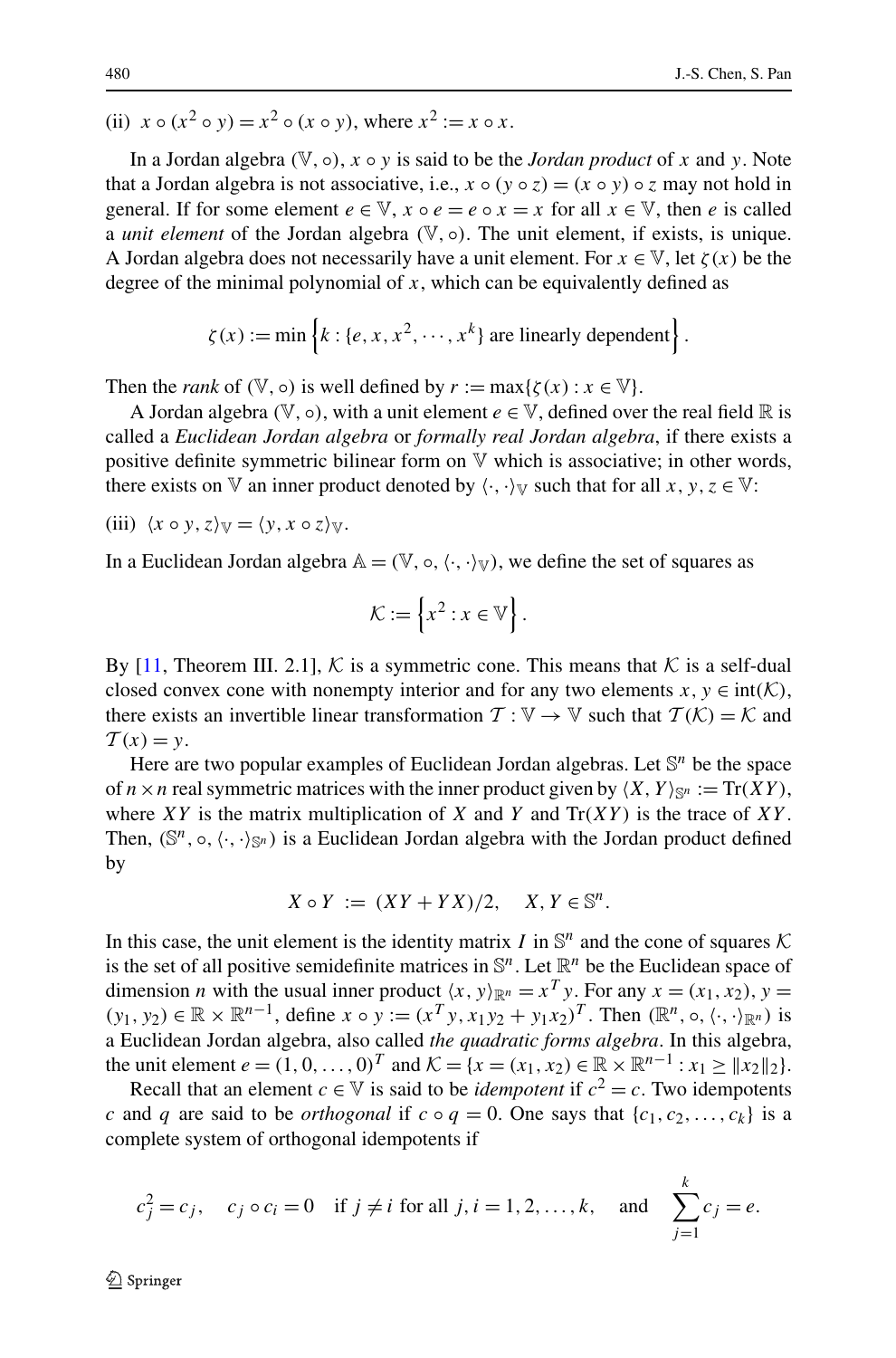(ii) $x \circ (x^2 \circ y) = x^2 \circ (x \circ y)$, where $x^2 := x \circ x$.

In a Jordan algebra $(\mathbb{V}, \circ)$, $x \circ y$ is said to be the *Jordan product* of $x$ and $y$. Note that a Jordan algebra is not associative, i.e., $x \circ (y \circ z) = (x \circ y) \circ z$ may not hold in general. If for some element $e \in \mathbb{V}$, $x \circ e = e \circ x = x$ for all $x \in \mathbb{V}$, then $e$ is called a *unit element* of the Jordan algebra $(\mathbb{V}, \circ)$. The unit element, if exists, is unique. A Jordan algebra does not necessarily have a unit element. For $x \in \mathbb{V}$, let $\zeta(x)$ be the degree of the minimal polynomial of $x$, which can be equivalently defined as

$$\zeta(x) := \min \left\{ k : \{e, x, x^2, \cdots, x^k\} \text{ are linearly dependent} \right\}.$$

Then the *rank* of $(\mathbb{V}, \circ)$ is well defined by $r := \max\{\zeta(x) : x \in \mathbb{V}\}$.

A Jordan algebra $(\mathbb{V}, \circ)$, with a unit element $e \in \mathbb{V}$, defined over the real field $\mathbb{R}$ is called a *Euclidean Jordan algebra* or *formally real Jordan algebra*, if there exists a positive definite symmetric bilinear form on $\mathbb{V}$ which is associative; in other words, there exists on $\mathbb{V}$ an inner product denoted by $\langle \cdot, \cdot \rangle_{\mathbb{V}}$ such that for all $x, y, z \in \mathbb{V}$:

(iii) $\langle x \circ y, z \rangle_{\mathbb{V}} = \langle y, x \circ z \rangle_{\mathbb{V}}$.

In a Euclidean Jordan algebra $\mathbb{A} = (\mathbb{V}, \circ, \langle \cdot, \cdot \rangle_{\mathbb{V}})$, we define the set of squares as

$$\mathcal{K} := \left\{ x^2 : x \in \mathbb{V} \right\}.$$

By [11, Theorem III. 2.1], $\mathcal{K}$ is a symmetric cone. This means that $\mathcal{K}$ is a self-dual closed convex cone with nonempty interior and for any two elements $x, y \in \text{int}(\mathcal{K})$, there exists an invertible linear transformation $\mathcal{T} : \mathbb{V} \to \mathbb{V}$ such that $\mathcal{T}(\mathcal{K}) = \mathcal{K}$ and $\mathcal{T}(x) = y$.

Here are two popular examples of Euclidean Jordan algebras. Let $\mathbb{S}^n$ be the space of $n \times n$ real symmetric matrices with the inner product given by $\langle X, Y \rangle_{\mathbb{S}^n} := \text{Tr}(XY)$, where $XY$ is the matrix multiplication of $X$ and $Y$ and $\text{Tr}(XY)$ is the trace of $XY$. Then, $(\mathbb{S}^n, \circ, \langle \cdot, \cdot \rangle_{\mathbb{S}^n})$ is a Euclidean Jordan algebra with the Jordan product defined by

$$X \circ Y := (XY + YX)/2, \quad X, Y \in \mathbb{S}^n.$$

In this case, the unit element is the identity matrix $I$ in $\mathbb{S}^n$ and the cone of squares $\mathcal{K}$ is the set of all positive semidefinite matrices in $\mathbb{S}^n$. Let $\mathbb{R}^n$ be the Euclidean space of dimension $n$ with the usual inner product $\langle x, y \rangle_{\mathbb{R}^n} = x^T y$. For any $x = (x_1, x_2)$, $y = (y_1, y_2) \in \mathbb{R} \times \mathbb{R}^{n-1}$, define $x \circ y := (x^T y, x_1 y_2 + y_1 x_2)^T$. Then $(\mathbb{R}^n, \circ, \langle \cdot, \cdot \rangle_{\mathbb{R}^n})$ is a Euclidean Jordan algebra, also called *the quadratic forms algebra*. In this algebra, the unit element $e = (1, 0, \ldots, 0)^T$ and $\mathcal{K} = \{x = (x_1, x_2) \in \mathbb{R} \times \mathbb{R}^{n-1} : x_1 \geq \|x_2\|_2\}$.

Recall that an element $c \in \mathbb{V}$ is said to be *idempotent* if $c^2 = c$. Two idempotents $c$ and $q$ are said to be *orthogonal* if $c \circ q = 0$. One says that $\{c_1, c_2, \ldots, c_k\}$ is a complete system of orthogonal idempotents if

$$c_j^2 = c_j, \quad c_j \circ c_i = 0 \quad \text{if } j \neq i \text{ for all } j, i = 1, 2, \ldots, k, \quad \text{and} \quad \sum_{j=1}^{k} c_j = e.$$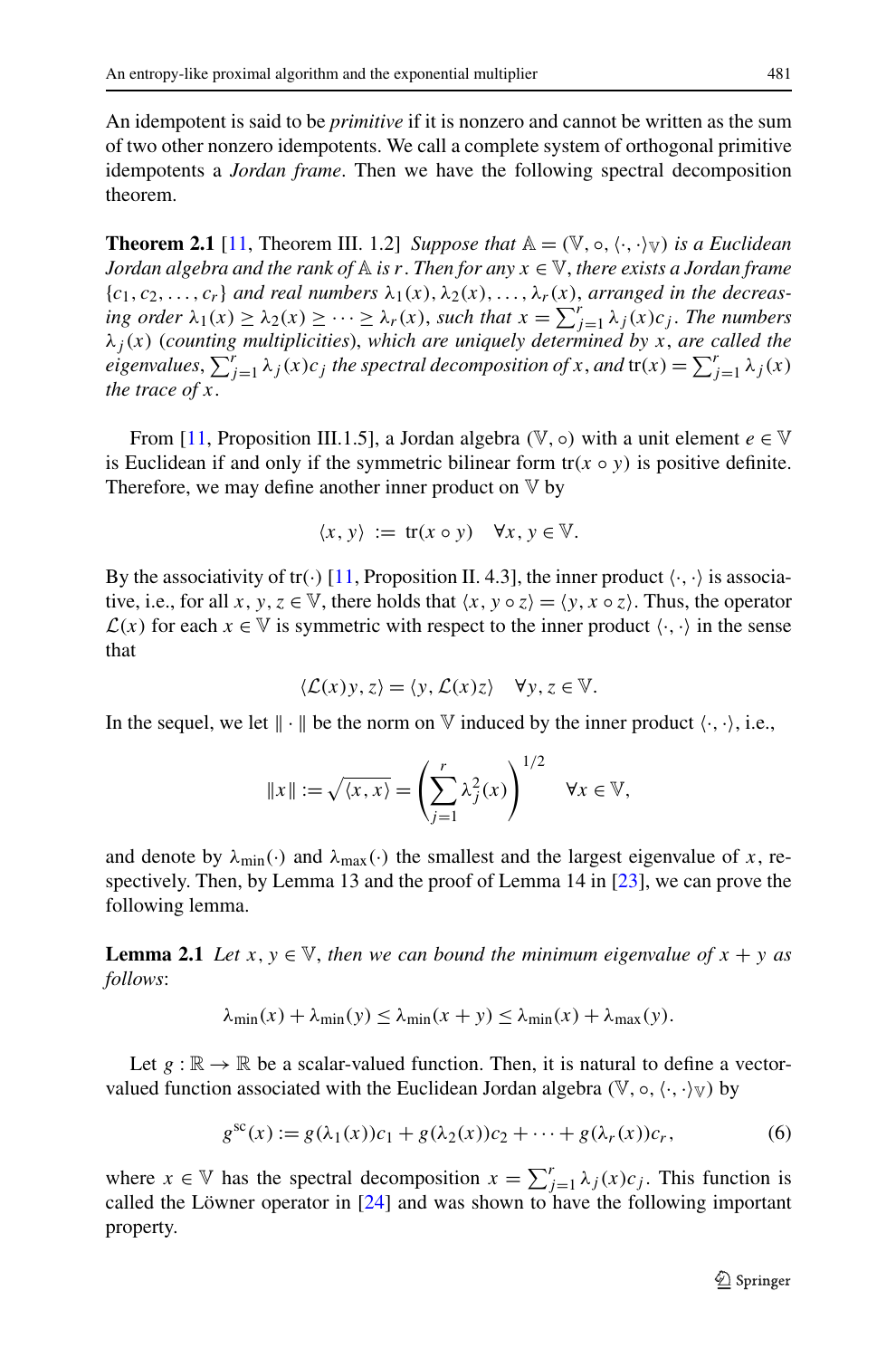An idempotent is said to be *primitive* if it is nonzero and cannot be written as the sum of two other nonzero idempotents. We call a complete system of orthogonal primitive idempotents a *Jordan frame*. Then we have the following spectral decomposition theorem.

**Theorem 2.1** [11, Theorem III. 1.2] *Suppose that $\mathbb{A} = (\mathbb{V}, \circ, \langle\cdot,\cdot\rangle_{\mathbb{V}})$ is a Euclidean Jordan algebra and the rank of $\mathbb{A}$ is $r$. Then for any $x \in \mathbb{V}$, there exists a Jordan frame $\{c_1, c_2, \ldots, c_r\}$ and real numbers $\lambda_1(x), \lambda_2(x), \ldots, \lambda_r(x)$, arranged in the decreasing order $\lambda_1(x) \geq \lambda_2(x) \geq \cdots \geq \lambda_r(x)$, such that $x = \sum_{j=1}^{r} \lambda_j(x) c_j$. The numbers $\lambda_j(x)$ (counting multiplicities), which are uniquely determined by $x$, are called the eigenvalues, $\sum_{j=1}^{r} \lambda_j(x) c_j$ the spectral decomposition of $x$, and $\operatorname{tr}(x) = \sum_{j=1}^{r} \lambda_j(x)$ the trace of $x$.*

From [11, Proposition III.1.5], a Jordan algebra $(\mathbb{V}, \circ)$ with a unit element $e \in \mathbb{V}$ is Euclidean if and only if the symmetric bilinear form $\operatorname{tr}(x \circ y)$ is positive definite. Therefore, we may define another inner product on $\mathbb{V}$ by

$$\langle x, y\rangle := \operatorname{tr}(x \circ y) \quad \forall x, y \in \mathbb{V}.$$

By the associativity of $\operatorname{tr}(\cdot)$ [11, Proposition II. 4.3], the inner product $\langle\cdot,\cdot\rangle$ is associative, i.e., for all $x, y, z \in \mathbb{V}$, there holds that $\langle x, y \circ z\rangle = \langle y, x \circ z\rangle$. Thus, the operator $\mathcal{L}(x)$ for each $x \in \mathbb{V}$ is symmetric with respect to the inner product $\langle\cdot,\cdot\rangle$ in the sense that

$$\langle \mathcal{L}(x) y, z\rangle = \langle y, \mathcal{L}(x) z\rangle \quad \forall y, z \in \mathbb{V}.$$

In the sequel, we let $\|\cdot\|$ be the norm on $\mathbb{V}$ induced by the inner product $\langle\cdot,\cdot\rangle$, i.e.,

$$\|x\| := \sqrt{\langle x, x\rangle} = \left(\sum_{j=1}^{r} \lambda_j^2(x)\right)^{1/2} \quad \forall x \in \mathbb{V},$$

and denote by $\lambda_{\min}(\cdot)$ and $\lambda_{\max}(\cdot)$ the smallest and the largest eigenvalue of $x$, respectively. Then, by Lemma 13 and the proof of Lemma 14 in [23], we can prove the following lemma.

**Lemma 2.1** *Let $x, y \in \mathbb{V}$, then we can bound the minimum eigenvalue of $x + y$ as follows:*

$$\lambda_{\min}(x) + \lambda_{\min}(y) \leq \lambda_{\min}(x + y) \leq \lambda_{\min}(x) + \lambda_{\max}(y).$$

Let $g : \mathbb{R} \to \mathbb{R}$ be a scalar-valued function. Then, it is natural to define a vector-valued function associated with the Euclidean Jordan algebra $(\mathbb{V}, \circ, \langle\cdot,\cdot\rangle_{\mathbb{V}})$ by

$$g^{\mathrm{sc}}(x) := g(\lambda_1(x)) c_1 + g(\lambda_2(x)) c_2 + \cdots + g(\lambda_r(x)) c_r, \tag{6}$$

where $x \in \mathbb{V}$ has the spectral decomposition $x = \sum_{j=1}^{r} \lambda_j(x) c_j$. This function is called the Löwner operator in [24] and was shown to have the following important property.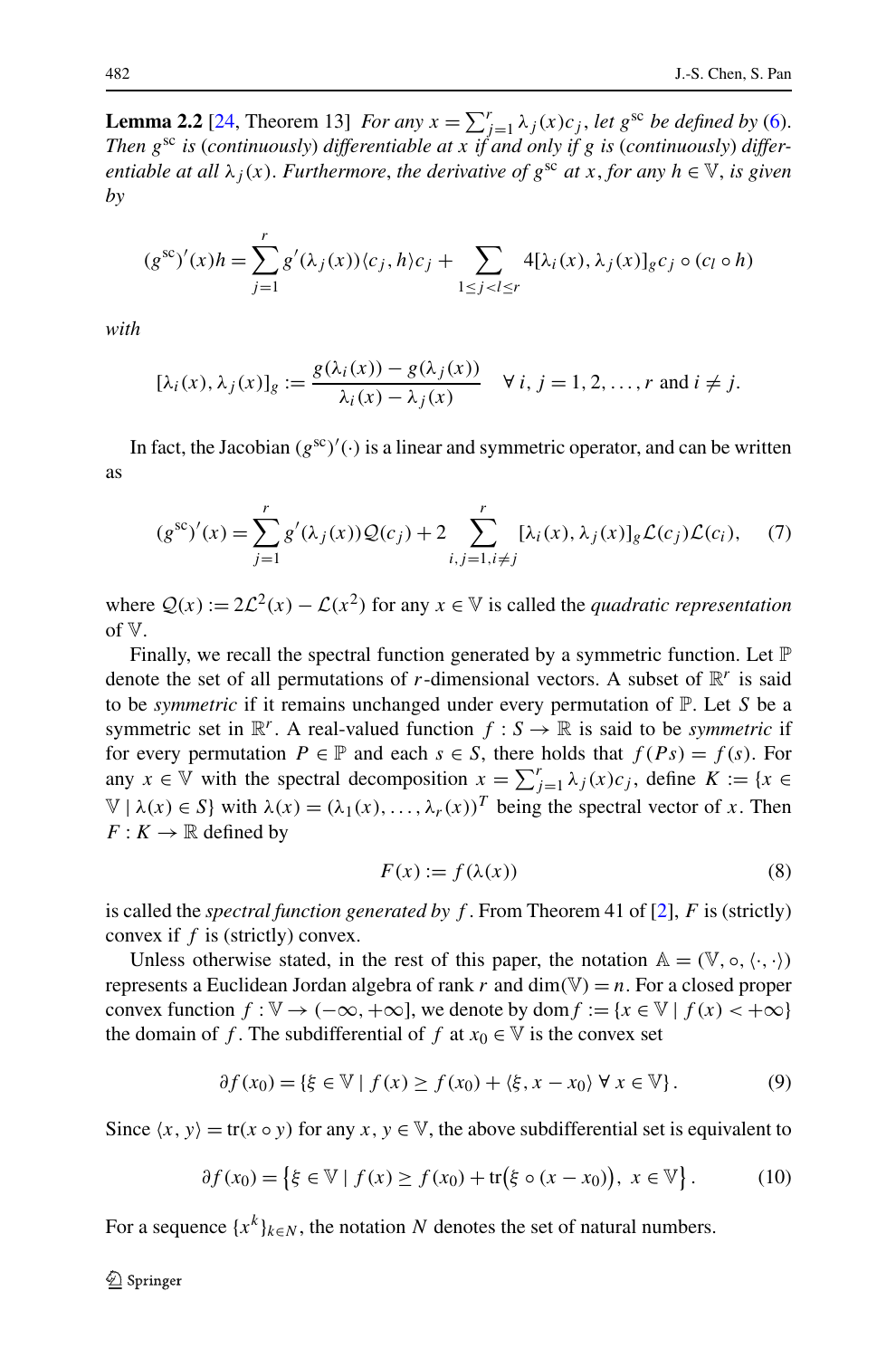**Lemma 2.2** [24, Theorem 13] *For any $x = \sum_{j=1}^r \lambda_j(x) c_j$, let $g^{\rm sc}$ be defined by* (6). *Then $g^{\rm sc}$ is* (*continuously*) *differentiable at $x$ if and only if $g$ is* (*continuously*) *differentiable at all $\lambda_j(x)$. Furthermore, the derivative of $g^{\rm sc}$ at $x$, for any $h \in \mathbb{V}$, is given by*

$$(g^{\rm sc})'(x)h = \sum_{j=1}^r g'(\lambda_j(x))\langle c_j, h\rangle c_j + \sum_{1\le j<l\le r} 4[\lambda_i(x), \lambda_j(x)]_g c_j \circ (c_l \circ h)$$

*with*

$$[\lambda_i(x), \lambda_j(x)]_g := \frac{g(\lambda_i(x)) - g(\lambda_j(x))}{\lambda_i(x) - \lambda_j(x)} \quad \forall\, i, j = 1, 2, \ldots, r \text{ and } i \neq j.$$

In fact, the Jacobian $(g^{\rm sc})'(\cdot)$ is a linear and symmetric operator, and can be written as

$$(g^{\rm sc})'(x) = \sum_{j=1}^r g'(\lambda_j(x))\mathcal{Q}(c_j) + 2\sum_{i,j=1, i\neq j}^r [\lambda_i(x), \lambda_j(x)]_g \mathcal{L}(c_j)\mathcal{L}(c_i), \tag{7}$$

where $\mathcal{Q}(x) := 2\mathcal{L}^2(x) - \mathcal{L}(x^2)$ for any $x \in \mathbb{V}$ is called the *quadratic representation* of $\mathbb{V}$.

Finally, we recall the spectral function generated by a symmetric function. Let $\mathbb{P}$ denote the set of all permutations of $r$-dimensional vectors. A subset of $\mathbb{R}^r$ is said to be *symmetric* if it remains unchanged under every permutation of $\mathbb{P}$. Let $S$ be a symmetric set in $\mathbb{R}^r$. A real-valued function $f : S \to \mathbb{R}$ is said to be *symmetric* if for every permutation $P \in \mathbb{P}$ and each $s \in S$, there holds that $f(Ps) = f(s)$. For any $x \in \mathbb{V}$ with the spectral decomposition $x = \sum_{j=1}^r \lambda_j(x)c_j$, define $K := \{x \in \mathbb{V} \mid \lambda(x) \in S\}$ with $\lambda(x) = (\lambda_1(x), \ldots, \lambda_r(x))^T$ being the spectral vector of $x$. Then $F : K \to \mathbb{R}$ defined by

$$F(x) := f(\lambda(x)) \tag{8}$$

is called the *spectral function generated by* $f$. From Theorem 41 of [2], $F$ is (strictly) convex if $f$ is (strictly) convex.

Unless otherwise stated, in the rest of this paper, the notation $\mathbb{A} = (\mathbb{V}, \circ, \langle\cdot,\cdot\rangle)$ represents a Euclidean Jordan algebra of rank $r$ and $\dim(\mathbb{V}) = n$. For a closed proper convex function $f : \mathbb{V} \to (-\infty, +\infty]$, we denote by $\mathrm{dom} f := \{x \in \mathbb{V} \mid f(x) < +\infty\}$ the domain of $f$. The subdifferential of $f$ at $x_0 \in \mathbb{V}$ is the convex set

$$\partial f(x_0) = \{\xi \in \mathbb{V} \mid f(x) \ge f(x_0) + \langle \xi, x - x_0\rangle \ \forall\, x \in \mathbb{V}\}. \tag{9}$$

Since $\langle x, y\rangle = \mathrm{tr}(x \circ y)$ for any $x, y \in \mathbb{V}$, the above subdifferential set is equivalent to

$$\partial f(x_0) = \left\{\xi \in \mathbb{V} \mid f(x) \ge f(x_0) + \mathrm{tr}\big(\xi \circ (x - x_0)\big),\ x \in \mathbb{V}\right\}. \tag{10}$$

For a sequence $\{x^k\}_{k\in N}$, the notation $N$ denotes the set of natural numbers.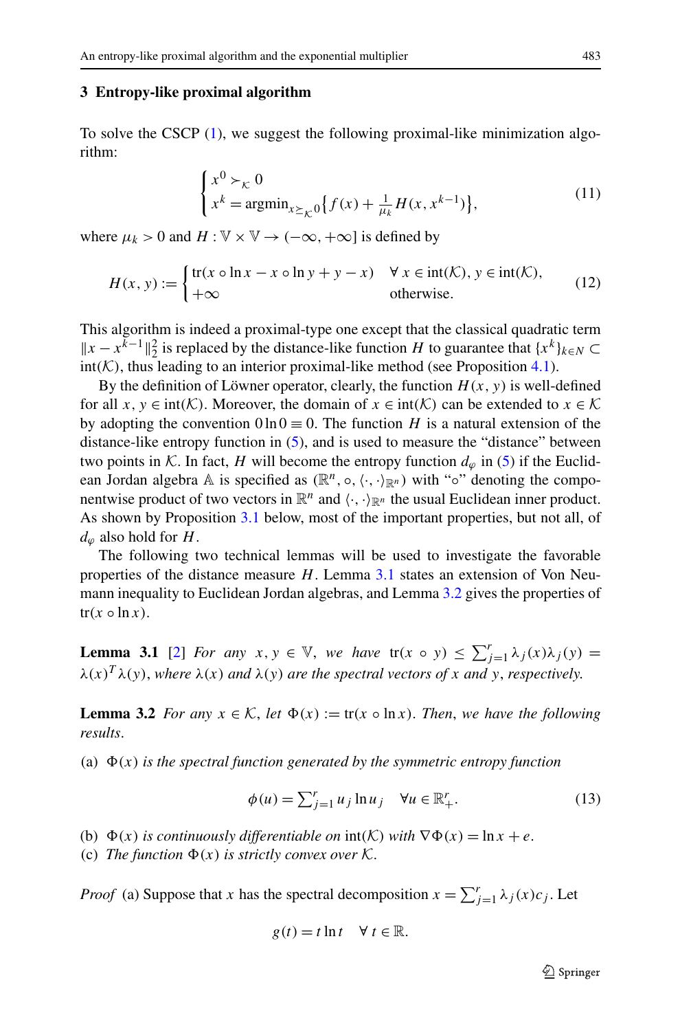## 3 Entropy-like proximal algorithm

To solve the CSCP (1), we suggest the following proximal-like minimization algorithm:

$$
\begin{cases} x^0 \succ_{\mathcal{K}} 0 \\ x^k = \operatorname{argmin}_{x \succeq_{\mathcal{K}} 0} \left\{ f(x) + \frac{1}{\mu_k} H(x, x^{k-1}) \right\}, \end{cases} \tag{11}
$$

where $\mu_k > 0$ and $H : \mathbb{V} \times \mathbb{V} \to (-\infty, +\infty]$ is defined by

$$
H(x, y) := \begin{cases} \operatorname{tr}(x \circ \ln x - x \circ \ln y + y - x) & \forall\, x \in \operatorname{int}(\mathcal{K}),\, y \in \operatorname{int}(\mathcal{K}), \\ +\infty & \text{otherwise.} \end{cases} \tag{12}
$$

This algorithm is indeed a proximal-type one except that the classical quadratic term $\|x - x^{k-1}\|_2^2$ is replaced by the distance-like function $H$ to guarantee that $\{x^k\}_{k \in N} \subset \operatorname{int}(\mathcal{K})$, thus leading to an interior proximal-like method (see Proposition 4.1).

By the definition of Löwner operator, clearly, the function $H(x, y)$ is well-defined for all $x, y \in \operatorname{int}(\mathcal{K})$. Moreover, the domain of $x \in \operatorname{int}(\mathcal{K})$ can be extended to $x \in \mathcal{K}$ by adopting the convention $0 \ln 0 \equiv 0$. The function $H$ is a natural extension of the distance-like entropy function in (5), and is used to measure the "distance" between two points in $\mathcal{K}$. In fact, $H$ will become the entropy function $d_\varphi$ in (5) if the Euclidean Jordan algebra $\mathbb{A}$ is specified as $(\mathbb{R}^n, \circ, \langle \cdot, \cdot \rangle_{\mathbb{R}^n})$ with "$\circ$" denoting the componentwise product of two vectors in $\mathbb{R}^n$ and $\langle \cdot, \cdot \rangle_{\mathbb{R}^n}$ the usual Euclidean inner product. As shown by Proposition 3.1 below, most of the important properties, but not all, of $d_\varphi$ also hold for $H$.

The following two technical lemmas will be used to investigate the favorable properties of the distance measure $H$. Lemma 3.1 states an extension of Von Neumann inequality to Euclidean Jordan algebras, and Lemma 3.2 gives the properties of $\operatorname{tr}(x \circ \ln x)$.

**Lemma 3.1** [2] *For any $x, y \in \mathbb{V}$, we have $\operatorname{tr}(x \circ y) \le \sum_{j=1}^r \lambda_j(x)\lambda_j(y) = \lambda(x)^T \lambda(y)$, where $\lambda(x)$ and $\lambda(y)$ are the spectral vectors of $x$ and $y$, respectively.*

**Lemma 3.2** *For any $x \in \mathcal{K}$, let $\Phi(x) := \operatorname{tr}(x \circ \ln x)$. Then, we have the following results.*

(a) *$\Phi(x)$ is the spectral function generated by the symmetric entropy function*

$$
\phi(u) = \sum_{j=1}^r u_j \ln u_j \quad \forall u \in \mathbb{R}^r_+. \tag{13}
$$

(b) *$\Phi(x)$ is continuously differentiable on $\operatorname{int}(\mathcal{K})$ with $\nabla \Phi(x) = \ln x + e$.*

(c) *The function $\Phi(x)$ is strictly convex over $\mathcal{K}$.*

*Proof* (a) Suppose that $x$ has the spectral decomposition $x = \sum_{j=1}^r \lambda_j(x) c_j$. Let

$$
g(t) = t \ln t \quad \forall\, t \in \mathbb{R}.
$$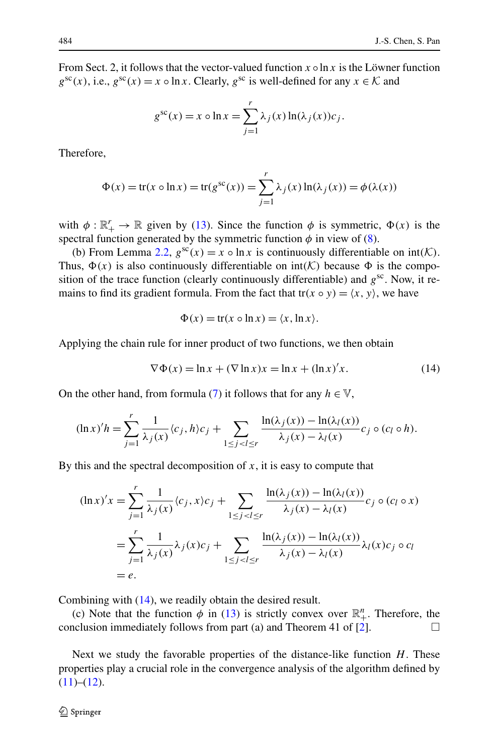From Sect. 2, it follows that the vector-valued function $x \circ \ln x$ is the Löwner function $g^{\rm sc}(x)$, i.e., $g^{\rm sc}(x) = x \circ \ln x$. Clearly, $g^{\rm sc}$ is well-defined for any $x \in \mathcal{K}$ and

$$g^{\rm sc}(x) = x \circ \ln x = \sum_{j=1}^{r} \lambda_j(x) \ln(\lambda_j(x)) c_j.$$

Therefore,

$$\Phi(x) = \mathrm{tr}(x \circ \ln x) = \mathrm{tr}(g^{\rm sc}(x)) = \sum_{j=1}^{r} \lambda_j(x) \ln(\lambda_j(x)) = \phi(\lambda(x))$$

with $\phi : \mathbb{R}^r_+ \to \mathbb{R}$ given by (13). Since the function $\phi$ is symmetric, $\Phi(x)$ is the spectral function generated by the symmetric function $\phi$ in view of (8).

(b) From Lemma 2.2, $g^{\rm sc}(x) = x \circ \ln x$ is continuously differentiable on $\mathrm{int}(\mathcal{K})$. Thus, $\Phi(x)$ is also continuously differentiable on $\mathrm{int}(\mathcal{K})$ because $\Phi$ is the composition of the trace function (clearly continuously differentiable) and $g^{\rm sc}$. Now, it remains to find its gradient formula. From the fact that $\mathrm{tr}(x \circ y) = \langle x, y \rangle$, we have

$$\Phi(x) = \mathrm{tr}(x \circ \ln x) = \langle x, \ln x \rangle.$$

Applying the chain rule for inner product of two functions, we then obtain

$$\nabla \Phi(x) = \ln x + (\nabla \ln x) x = \ln x + (\ln x)' x. \tag{14}$$

On the other hand, from formula (7) it follows that for any $h \in \mathbb{V}$,

$$(\ln x)' h = \sum_{j=1}^{r} \frac{1}{\lambda_j(x)} \langle c_j, h \rangle c_j + \sum_{1 \le j < l \le r} \frac{\ln(\lambda_j(x)) - \ln(\lambda_l(x))}{\lambda_j(x) - \lambda_l(x)} c_j \circ (c_l \circ h).$$

By this and the spectral decomposition of $x$, it is easy to compute that

$$\begin{aligned}
(\ln x)' x &= \sum_{j=1}^{r} \frac{1}{\lambda_j(x)} \langle c_j, x \rangle c_j + \sum_{1 \le j < l \le r} \frac{\ln(\lambda_j(x)) - \ln(\lambda_l(x))}{\lambda_j(x) - \lambda_l(x)} c_j \circ (c_l \circ x) \\
&= \sum_{j=1}^{r} \frac{1}{\lambda_j(x)} \lambda_j(x) c_j + \sum_{1 \le j < l \le r} \frac{\ln(\lambda_j(x)) - \ln(\lambda_l(x))}{\lambda_j(x) - \lambda_l(x)} \lambda_l(x) c_j \circ c_l \\
&= e.
\end{aligned}$$

Combining with (14), we readily obtain the desired result.

(c) Note that the function $\phi$ in (13) is strictly convex over $\mathbb{R}^n_+$. Therefore, the conclusion immediately follows from part (a) and Theorem 41 of [2]. $\square$

Next we study the favorable properties of the distance-like function $H$. These properties play a crucial role in the convergence analysis of the algorithm defined by (11)–(12).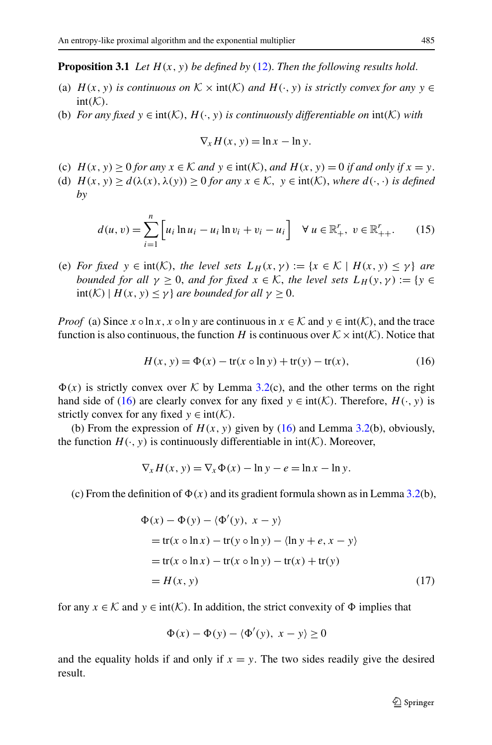**Proposition 3.1** *Let $H(x, y)$ be defined by* (12). *Then the following results hold.*

(a) *$H(x, y)$ is continuous on $\mathcal{K} \times \text{int}(\mathcal{K})$ and $H(\cdot, y)$ is strictly convex for any $y \in \text{int}(\mathcal{K})$.*

(b) *For any fixed $y \in \text{int}(\mathcal{K})$, $H(\cdot, y)$ is continuously differentiable on $\text{int}(\mathcal{K})$ with*

$$\nabla_x H(x, y) = \ln x - \ln y.$$

(c) *$H(x, y) \geq 0$ for any $x \in \mathcal{K}$ and $y \in \text{int}(\mathcal{K})$, and $H(x, y) = 0$ if and only if $x = y$.*

(d) *$H(x, y) \geq d(\lambda(x), \lambda(y)) \geq 0$ for any $x \in \mathcal{K}$, $y \in \text{int}(\mathcal{K})$, where $d(\cdot, \cdot)$ is defined by*

$$d(u, v) = \sum_{i=1}^{n} \Big[ u_i \ln u_i - u_i \ln v_i + v_i - u_i \Big] \quad \forall\, u \in \mathbb{R}^r_+,\ v \in \mathbb{R}^r_{++}. \tag{15}$$

(e) *For fixed $y \in \text{int}(\mathcal{K})$, the level sets $L_H(x, \gamma) := \{x \in \mathcal{K} \mid H(x, y) \leq \gamma\}$ are bounded for all $\gamma \geq 0$, and for fixed $x \in \mathcal{K}$, the level sets $L_H(y, \gamma) := \{y \in \text{int}(\mathcal{K}) \mid H(x, y) \leq \gamma\}$ are bounded for all $\gamma \geq 0$.*

*Proof* (a) Since $x \circ \ln x$, $x \circ \ln y$ are continuous in $x \in \mathcal{K}$ and $y \in \text{int}(\mathcal{K})$, and the trace function is also continuous, the function $H$ is continuous over $\mathcal{K} \times \text{int}(\mathcal{K})$. Notice that

$$H(x, y) = \Phi(x) - \text{tr}(x \circ \ln y) + \text{tr}(y) - \text{tr}(x), \tag{16}$$

$\Phi(x)$ is strictly convex over $\mathcal{K}$ by Lemma 3.2(c), and the other terms on the right hand side of (16) are clearly convex for any fixed $y \in \text{int}(\mathcal{K})$. Therefore, $H(\cdot, y)$ is strictly convex for any fixed $y \in \text{int}(\mathcal{K})$.

(b) From the expression of $H(x, y)$ given by (16) and Lemma 3.2(b), obviously, the function $H(\cdot, y)$ is continuously differentiable in $\text{int}(\mathcal{K})$. Moreover,

$$\nabla_x H(x, y) = \nabla_x \Phi(x) - \ln y - e = \ln x - \ln y.$$

(c) From the definition of $\Phi(x)$ and its gradient formula shown as in Lemma 3.2(b),

$$\begin{aligned}
&\Phi(x) - \Phi(y) - \langle \Phi'(y),\ x - y \rangle \\
&\quad = \text{tr}(x \circ \ln x) - \text{tr}(y \circ \ln y) - \langle \ln y + e, x - y \rangle \\
&\quad = \text{tr}(x \circ \ln x) - \text{tr}(x \circ \ln y) - \text{tr}(x) + \text{tr}(y) \\
&\quad = H(x, y)
\end{aligned} \tag{17}$$

for any $x \in \mathcal{K}$ and $y \in \text{int}(\mathcal{K})$. In addition, the strict convexity of $\Phi$ implies that

$$\Phi(x) - \Phi(y) - \langle \Phi'(y),\ x - y \rangle \geq 0$$

and the equality holds if and only if $x = y$. The two sides readily give the desired result.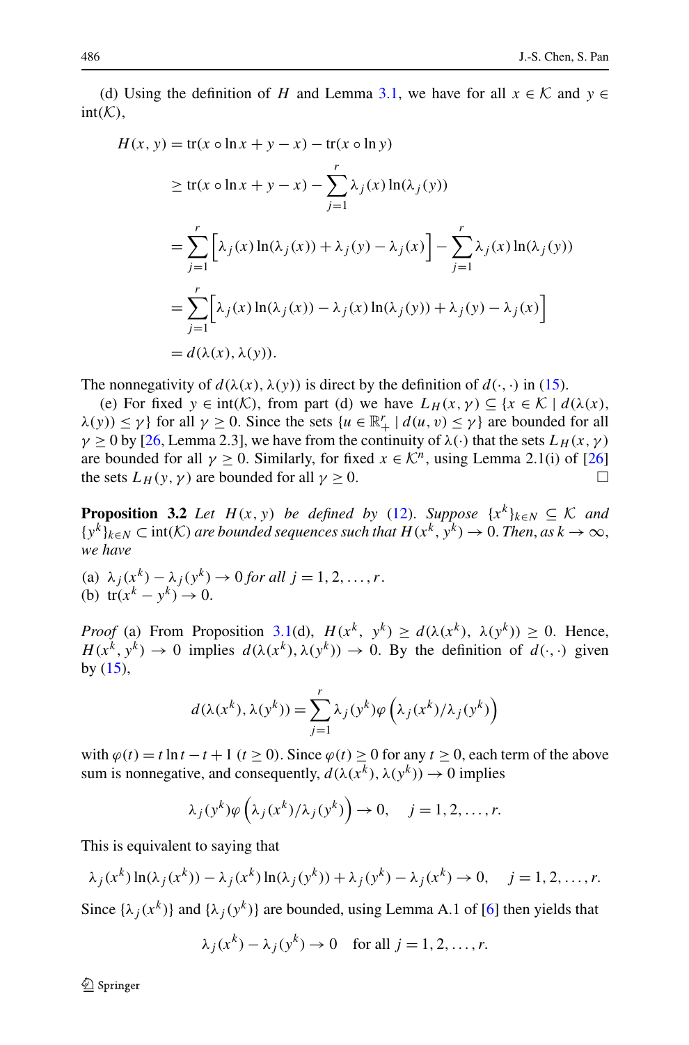(d) Using the definition of $H$ and Lemma 3.1, we have for all $x \in \mathcal{K}$ and $y \in \text{int}(\mathcal{K})$,

$$
\begin{aligned}
H(x, y) &= \text{tr}(x \circ \ln x + y - x) - \text{tr}(x \circ \ln y) \\
&\geq \text{tr}(x \circ \ln x + y - x) - \sum_{j=1}^{r} \lambda_j(x) \ln(\lambda_j(y)) \\
&= \sum_{j=1}^{r} \Big[ \lambda_j(x) \ln(\lambda_j(x)) + \lambda_j(y) - \lambda_j(x) \Big] - \sum_{j=1}^{r} \lambda_j(x) \ln(\lambda_j(y)) \\
&= \sum_{j=1}^{r} \Big[ \lambda_j(x) \ln(\lambda_j(x)) - \lambda_j(x) \ln(\lambda_j(y)) + \lambda_j(y) - \lambda_j(x) \Big] \\
&= d(\lambda(x), \lambda(y)).
\end{aligned}
$$

The nonnegativity of $d(\lambda(x), \lambda(y))$ is direct by the definition of $d(\cdot, \cdot)$ in (15).

(e) For fixed $y \in \text{int}(\mathcal{K})$, from part (d) we have $L_H(x, \gamma) \subseteq \{x \in \mathcal{K} \mid d(\lambda(x), \lambda(y)) \leq \gamma\}$ for all $\gamma \geq 0$. Since the sets $\{u \in \mathbb{R}^r_+ \mid d(u, v) \leq \gamma\}$ are bounded for all $\gamma \geq 0$ by [26, Lemma 2.3], we have from the continuity of $\lambda(\cdot)$ that the sets $L_H(x, \gamma)$ are bounded for all $\gamma \geq 0$. Similarly, for fixed $x \in \mathcal{K}^n$, using Lemma 2.1(i) of [26] the sets $L_H(y, \gamma)$ are bounded for all $\gamma \geq 0$. □

**Proposition 3.2** *Let $H(x, y)$ be defined by (12). Suppose $\{x^k\}_{k \in N} \subseteq \mathcal{K}$ and $\{y^k\}_{k \in N} \subset \text{int}(\mathcal{K})$ are bounded sequences such that $H(x^k, y^k) \to 0$. Then, as $k \to \infty$, we have*

(a) $\lambda_j(x^k) - \lambda_j(y^k) \to 0$ *for all* $j = 1, 2, \ldots, r$.
(b) $\text{tr}(x^k - y^k) \to 0$.

*Proof* (a) From Proposition 3.1(d), $H(x^k, y^k) \geq d(\lambda(x^k), \lambda(y^k)) \geq 0$. Hence, $H(x^k, y^k) \to 0$ implies $d(\lambda(x^k), \lambda(y^k)) \to 0$. By the definition of $d(\cdot, \cdot)$ given by (15),

$$d(\lambda(x^k), \lambda(y^k)) = \sum_{j=1}^{r} \lambda_j(y^k) \varphi\left(\lambda_j(x^k)/\lambda_j(y^k)\right)$$

with $\varphi(t) = t \ln t - t + 1$ $(t \geq 0)$. Since $\varphi(t) \geq 0$ for any $t \geq 0$, each term of the above sum is nonnegative, and consequently, $d(\lambda(x^k), \lambda(y^k)) \to 0$ implies

$$\lambda_j(y^k) \varphi\left(\lambda_j(x^k)/\lambda_j(y^k)\right) \to 0, \quad j = 1, 2, \ldots, r.$$

This is equivalent to saying that

$$\lambda_j(x^k) \ln(\lambda_j(x^k)) - \lambda_j(x^k) \ln(\lambda_j(y^k)) + \lambda_j(y^k) - \lambda_j(x^k) \to 0, \quad j = 1, 2, \ldots, r.$$

Since $\{\lambda_j(x^k)\}$ and $\{\lambda_j(y^k)\}$ are bounded, using Lemma A.1 of [6] then yields that

$$\lambda_j(x^k) - \lambda_j(y^k) \to 0 \quad \text{for all } j = 1, 2, \ldots, r.$$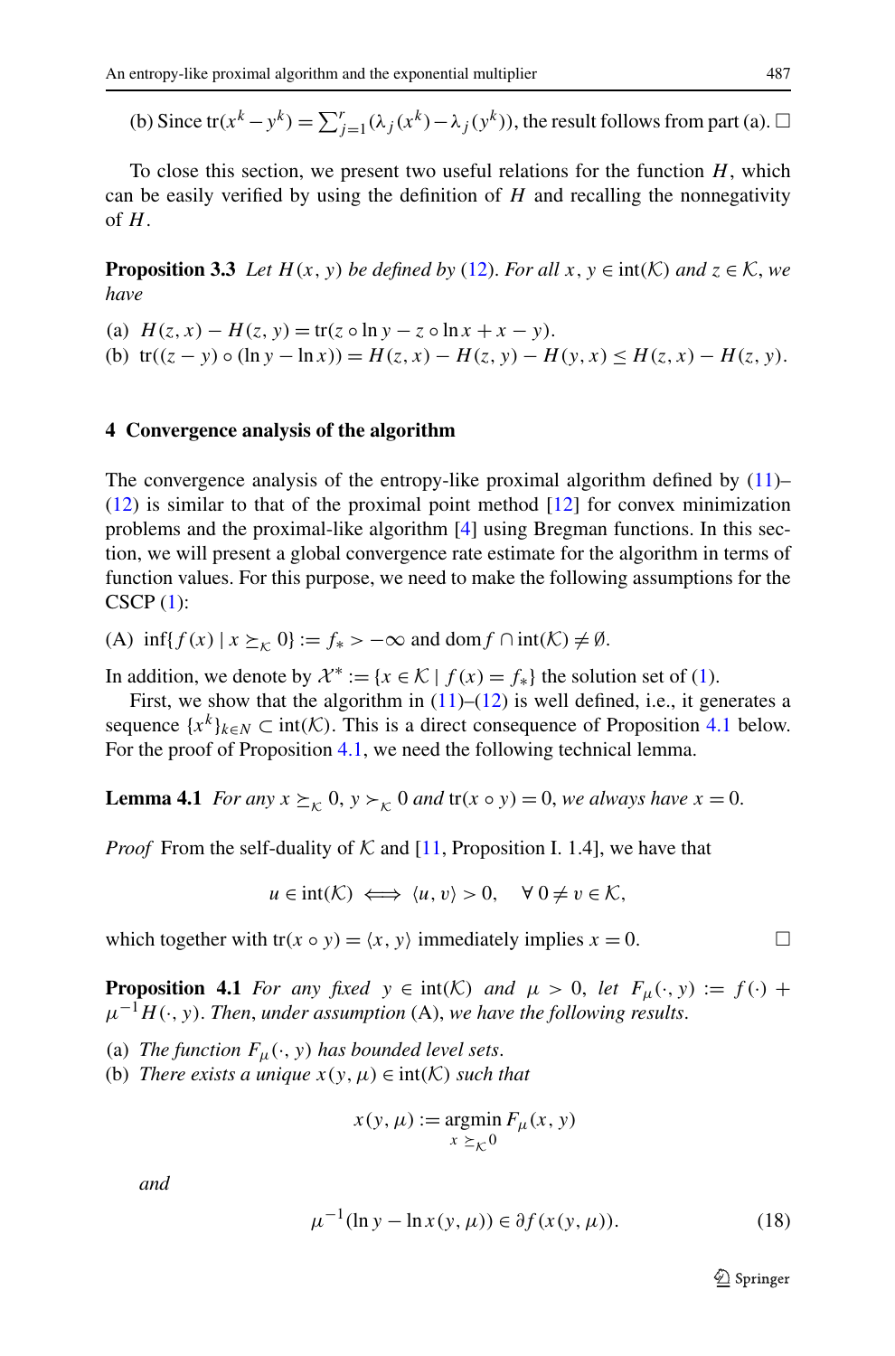(b) Since $\text{tr}(x^k - y^k) = \sum_{j=1}^r (\lambda_j(x^k) - \lambda_j(y^k))$, the result follows from part (a). □

To close this section, we present two useful relations for the function $H$, which can be easily verified by using the definition of $H$ and recalling the nonnegativity of $H$.

**Proposition 3.3** *Let $H(x, y)$ be defined by (12). For all $x, y \in \text{int}(\mathcal{K})$ and $z \in \mathcal{K}$, we have*

(a) $H(z, x) - H(z, y) = \text{tr}(z \circ \ln y - z \circ \ln x + x - y)$.
(b) $\text{tr}((z - y) \circ (\ln y - \ln x)) = H(z, x) - H(z, y) - H(y, x) \le H(z, x) - H(z, y)$.

## 4 Convergence analysis of the algorithm

The convergence analysis of the entropy-like proximal algorithm defined by (11)–(12) is similar to that of the proximal point method [12] for convex minimization problems and the proximal-like algorithm [4] using Bregman functions. In this section, we will present a global convergence rate estimate for the algorithm in terms of function values. For this purpose, we need to make the following assumptions for the CSCP (1):

(A) $\inf\{f(x) \mid x \succeq_{\mathcal{K}} 0\} := f_* > -\infty$ and $\text{dom} f \cap \text{int}(\mathcal{K}) \neq \emptyset$.

In addition, we denote by $\mathcal{X}^* := \{x \in \mathcal{K} \mid f(x) = f_*\}$ the solution set of (1).

First, we show that the algorithm in (11)–(12) is well defined, i.e., it generates a sequence $\{x^k\}_{k \in N} \subset \text{int}(\mathcal{K})$. This is a direct consequence of Proposition 4.1 below. For the proof of Proposition 4.1, we need the following technical lemma.

**Lemma 4.1** *For any $x \succeq_{\mathcal{K}} 0$, $y \succ_{\mathcal{K}} 0$ and $\text{tr}(x \circ y) = 0$, we always have $x = 0$.*

*Proof* From the self-duality of $\mathcal{K}$ and [11, Proposition I. 1.4], we have that

$$u \in \text{int}(\mathcal{K}) \iff \langle u, v \rangle > 0, \quad \forall\, 0 \neq v \in \mathcal{K},$$

which together with $\text{tr}(x \circ y) = \langle x, y \rangle$ immediately implies $x = 0$. □

**Proposition 4.1** *For any fixed $y \in \text{int}(\mathcal{K})$ and $\mu > 0$, let $F_\mu(\cdot, y) := f(\cdot) + \mu^{-1} H(\cdot, y)$. Then, under assumption (A), we have the following results.*

(a) *The function $F_\mu(\cdot, y)$ has bounded level sets.*
(b) *There exists a unique $x(y, \mu) \in \text{int}(\mathcal{K})$ such that*

$$x(y, \mu) := \underset{x \succeq_{\mathcal{K}} 0}{\text{argmin}}\, F_\mu(x, y)$$

*and*

$$\mu^{-1}(\ln y - \ln x(y, \mu)) \in \partial f(x(y, \mu)). \tag{18}$$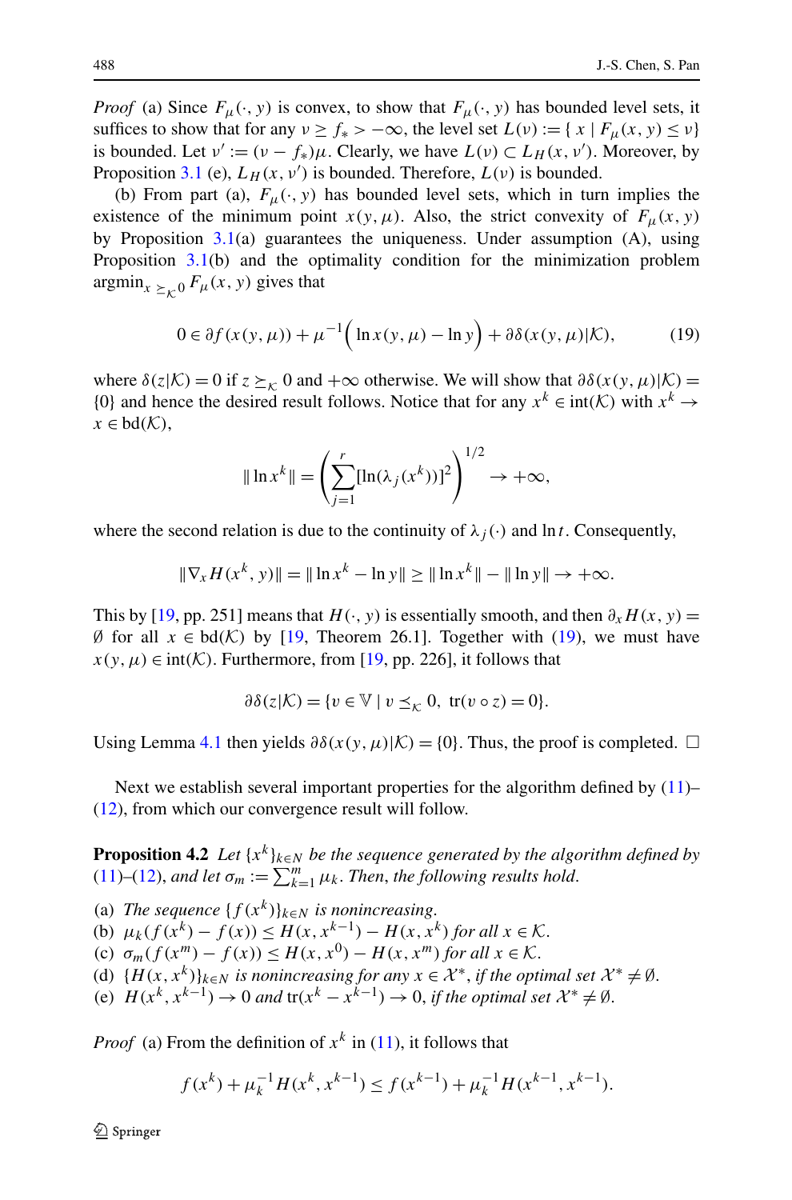*Proof* (a) Since $F_\mu(\cdot, y)$ is convex, to show that $F_\mu(\cdot, y)$ has bounded level sets, it suffices to show that for any $\nu \geq f_* > -\infty$, the level set $L(\nu) := \{ x \mid F_\mu(x, y) \leq \nu \}$ is bounded. Let $\nu' := (\nu - f_*)\mu$. Clearly, we have $L(\nu) \subset L_H(x, \nu')$. Moreover, by Proposition 3.1 (e), $L_H(x, \nu')$ is bounded. Therefore, $L(\nu)$ is bounded.

(b) From part (a), $F_\mu(\cdot, y)$ has bounded level sets, which in turn implies the existence of the minimum point $x(y, \mu)$. Also, the strict convexity of $F_\mu(x, y)$ by Proposition 3.1(a) guarantees the uniqueness. Under assumption (A), using Proposition 3.1(b) and the optimality condition for the minimization problem $\operatorname{argmin}_{x \succeq_{\mathcal{K}} 0} F_\mu(x, y)$ gives that

$$0 \in \partial f(x(y, \mu)) + \mu^{-1}\Big( \ln x(y, \mu) - \ln y \Big) + \partial \delta(x(y, \mu)|\mathcal{K}), \tag{19}$$

where $\delta(z|\mathcal{K}) = 0$ if $z \succeq_{\mathcal{K}} 0$ and $+\infty$ otherwise. We will show that $\partial \delta(x(y, \mu)|\mathcal{K}) = \{0\}$ and hence the desired result follows. Notice that for any $x^k \in \operatorname{int}(\mathcal{K})$ with $x^k \to x \in \operatorname{bd}(\mathcal{K})$,

$$\| \ln x^k \| = \left( \sum_{j=1}^{r} [\ln(\lambda_j(x^k))]^2 \right)^{1/2} \to +\infty,$$

where the second relation is due to the continuity of $\lambda_j(\cdot)$ and $\ln t$. Consequently,

$$\| \nabla_x H(x^k, y) \| = \| \ln x^k - \ln y \| \geq \| \ln x^k \| - \| \ln y \| \to +\infty.$$

This by [19, pp. 251] means that $H(\cdot, y)$ is essentially smooth, and then $\partial_x H(x, y) = \emptyset$ for all $x \in \operatorname{bd}(\mathcal{K})$ by [19, Theorem 26.1]. Together with (19), we must have $x(y, \mu) \in \operatorname{int}(\mathcal{K})$. Furthermore, from [19, pp. 226], it follows that

$$\partial \delta(z|\mathcal{K}) = \{ v \in \mathbb{V} \mid v \preceq_{\mathcal{K}} 0,\ \operatorname{tr}(v \circ z) = 0 \}.$$

Using Lemma 4.1 then yields $\partial \delta(x(y, \mu)|\mathcal{K}) = \{0\}$. Thus, the proof is completed. □

Next we establish several important properties for the algorithm defined by (11)–(12), from which our convergence result will follow.

**Proposition 4.2** *Let $\{x^k\}_{k \in N}$ be the sequence generated by the algorithm defined by (11)–(12), and let $\sigma_m := \sum_{k=1}^{m} \mu_k$. Then, the following results hold.*

(a) *The sequence $\{f(x^k)\}_{k \in N}$ is nonincreasing.*
(b) *$\mu_k(f(x^k) - f(x)) \leq H(x, x^{k-1}) - H(x, x^k)$ for all $x \in \mathcal{K}$.*
(c) *$\sigma_m(f(x^m) - f(x)) \leq H(x, x^0) - H(x, x^m)$ for all $x \in \mathcal{K}$.*
(d) *$\{H(x, x^k)\}_{k \in N}$ is nonincreasing for any $x \in \mathcal{X}^*$, if the optimal set $\mathcal{X}^* \neq \emptyset$.*
(e) *$H(x^k, x^{k-1}) \to 0$ and $\operatorname{tr}(x^k - x^{k-1}) \to 0$, if the optimal set $\mathcal{X}^* \neq \emptyset$.*

*Proof* (a) From the definition of $x^k$ in (11), it follows that

$$f(x^k) + \mu_k^{-1} H(x^k, x^{k-1}) \leq f(x^{k-1}) + \mu_k^{-1} H(x^{k-1}, x^{k-1}).$$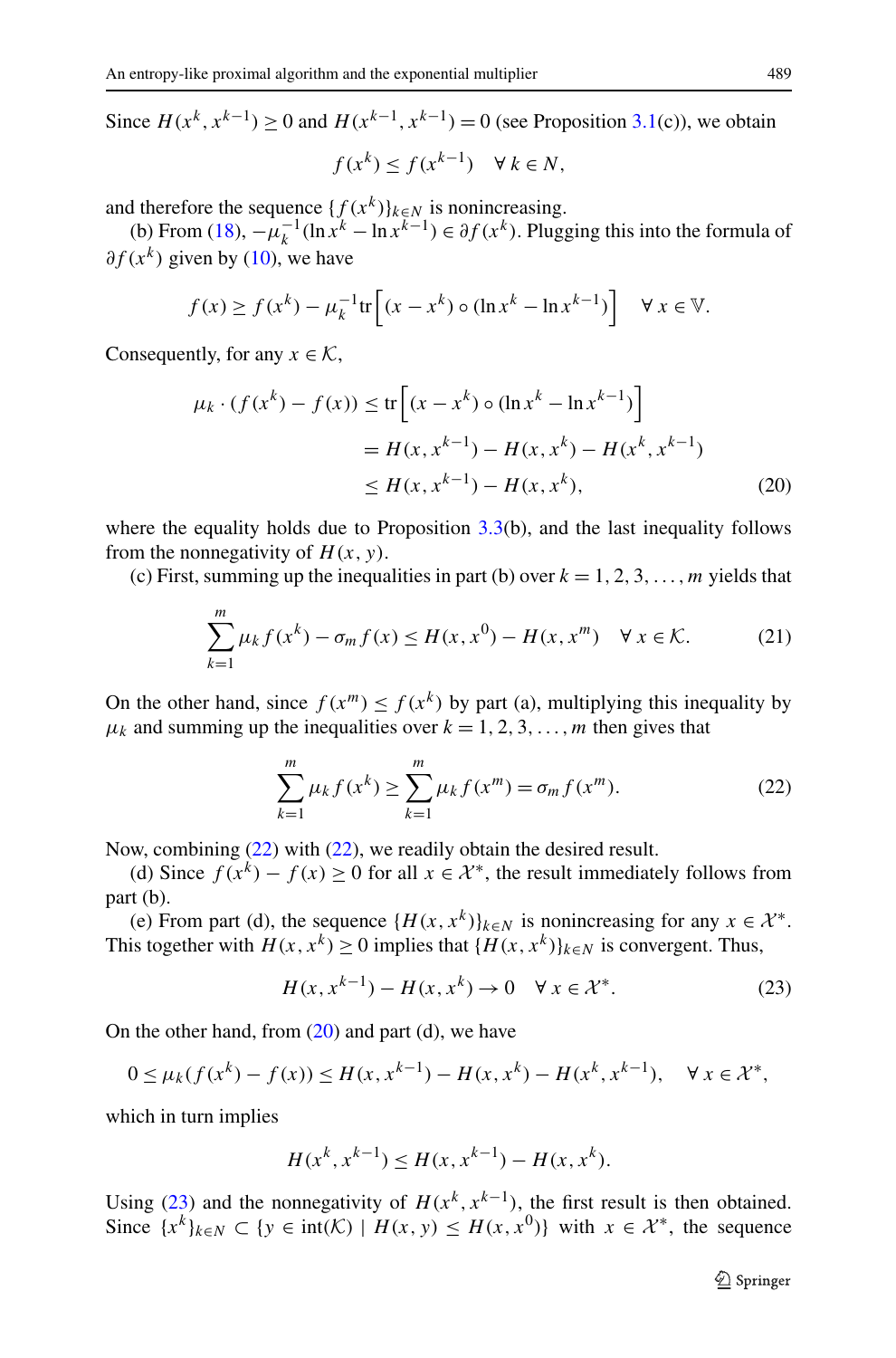Since $H(x^k, x^{k-1}) \geq 0$ and $H(x^{k-1}, x^{k-1}) = 0$ (see Proposition 3.1(c)), we obtain

$$f(x^k) \leq f(x^{k-1}) \quad \forall\, k \in N,$$

and therefore the sequence $\{f(x^k)\}_{k\in N}$ is nonincreasing.

(b) From (18), $-\mu_k^{-1}(\ln x^k - \ln x^{k-1}) \in \partial f(x^k)$. Plugging this into the formula of $\partial f(x^k)$ given by (10), we have

$$f(x) \geq f(x^k) - \mu_k^{-1}\mathrm{tr}\Big[(x - x^k) \circ (\ln x^k - \ln x^{k-1})\Big] \quad \forall\, x \in \mathbb{V}.$$

Consequently, for any $x \in \mathcal{K}$,

$$\begin{aligned}
\mu_k \cdot (f(x^k) - f(x)) &\leq \mathrm{tr}\Big[(x - x^k) \circ (\ln x^k - \ln x^{k-1})\Big] \\
&= H(x, x^{k-1}) - H(x, x^k) - H(x^k, x^{k-1}) \\
&\leq H(x, x^{k-1}) - H(x, x^k), \qquad (20)
\end{aligned}$$

where the equality holds due to Proposition 3.3(b), and the last inequality follows from the nonnegativity of $H(x, y)$.

(c) First, summing up the inequalities in part (b) over $k = 1, 2, 3, \ldots, m$ yields that

$$\sum_{k=1}^{m} \mu_k f(x^k) - \sigma_m f(x) \leq H(x, x^0) - H(x, x^m) \quad \forall\, x \in \mathcal{K}. \qquad (21)$$

On the other hand, since $f(x^m) \leq f(x^k)$ by part (a), multiplying this inequality by $\mu_k$ and summing up the inequalities over $k = 1, 2, 3, \ldots, m$ then gives that

$$\sum_{k=1}^{m} \mu_k f(x^k) \geq \sum_{k=1}^{m} \mu_k f(x^m) = \sigma_m f(x^m). \qquad (22)$$

Now, combining (22) with (22), we readily obtain the desired result.

(d) Since $f(x^k) - f(x) \geq 0$ for all $x \in \mathcal{X}^*$, the result immediately follows from part (b).

(e) From part (d), the sequence $\{H(x, x^k)\}_{k\in N}$ is nonincreasing for any $x \in \mathcal{X}^*$. This together with $H(x, x^k) \geq 0$ implies that $\{H(x, x^k)\}_{k\in N}$ is convergent. Thus,

$$H(x, x^{k-1}) - H(x, x^k) \to 0 \quad \forall\, x \in \mathcal{X}^*. \qquad (23)$$

On the other hand, from (20) and part (d), we have

$$0 \leq \mu_k(f(x^k) - f(x)) \leq H(x, x^{k-1}) - H(x, x^k) - H(x^k, x^{k-1}), \quad \forall\, x \in \mathcal{X}^*,$$

which in turn implies

$$H(x^k, x^{k-1}) \leq H(x, x^{k-1}) - H(x, x^k).$$

Using (23) and the nonnegativity of $H(x^k, x^{k-1})$, the first result is then obtained. Since $\{x^k\}_{k\in N} \subset \{y \in \mathrm{int}(\mathcal{K}) \mid H(x, y) \leq H(x, x^0)\}$ with $x \in \mathcal{X}^*$, the sequence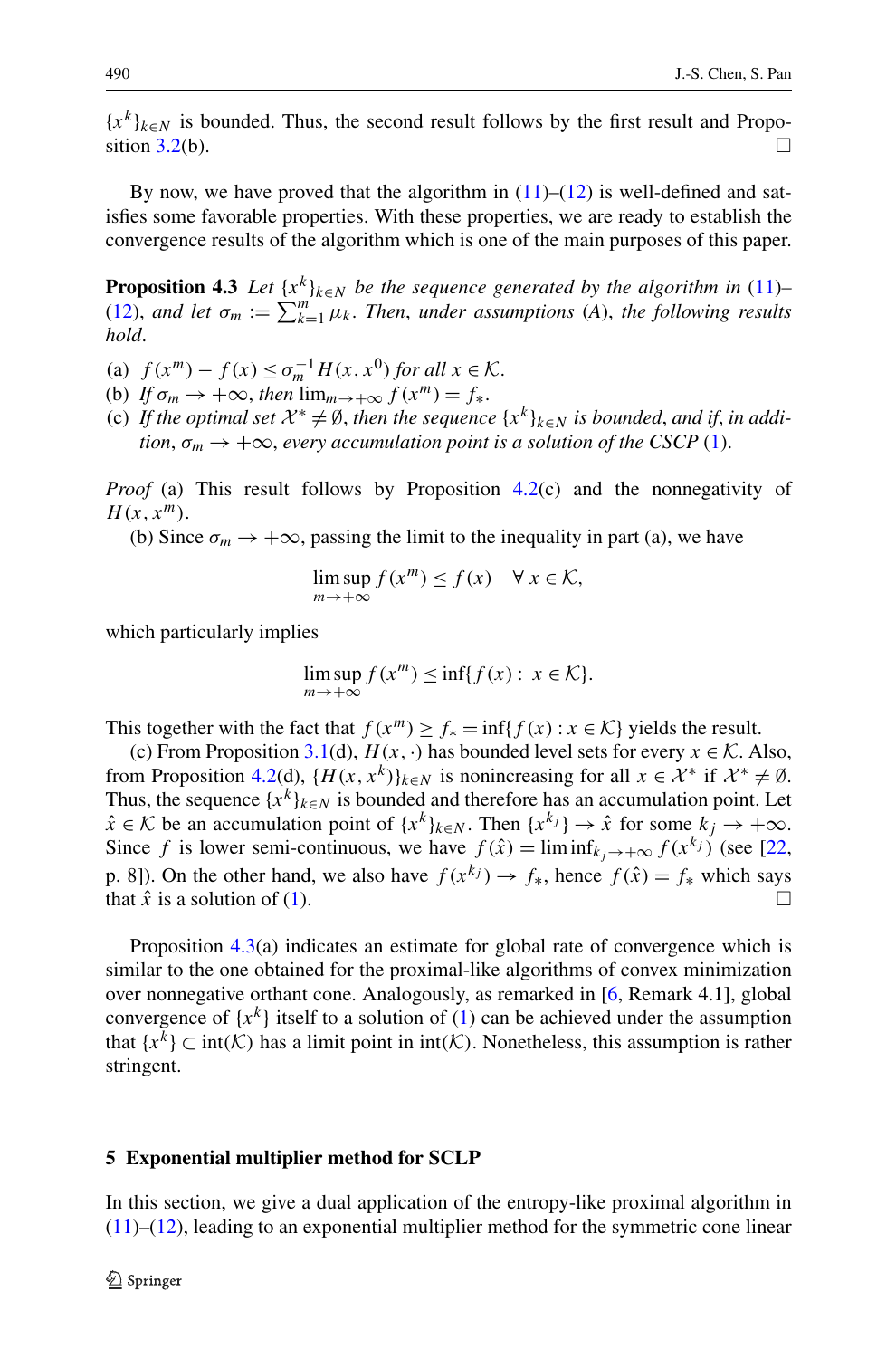$\{x^k\}_{k\in N}$ is bounded. Thus, the second result follows by the first result and Proposition 3.2(b). □

By now, we have proved that the algorithm in (11)–(12) is well-defined and satisfies some favorable properties. With these properties, we are ready to establish the convergence results of the algorithm which is one of the main purposes of this paper.

**Proposition 4.3** *Let $\{x^k\}_{k\in N}$ be the sequence generated by the algorithm in (11)–(12), and let $\sigma_m := \sum_{k=1}^m \mu_k$. Then, under assumptions (A), the following results hold.*

(a) $f(x^m) - f(x) \le \sigma_m^{-1} H(x, x^0)$ *for all* $x \in \mathcal{K}$.
(b) *If* $\sigma_m \to +\infty$, *then* $\lim_{m\to+\infty} f(x^m) = f_*$.
(c) *If the optimal set* $\mathcal{X}^* \neq \emptyset$, *then the sequence* $\{x^k\}_{k\in N}$ *is bounded, and if, in addition,* $\sigma_m \to +\infty$, *every accumulation point is a solution of the CSCP* (1).

*Proof* (a) This result follows by Proposition 4.2(c) and the nonnegativity of $H(x, x^m)$.

(b) Since $\sigma_m \to +\infty$, passing the limit to the inequality in part (a), we have

$$\limsup_{m\to+\infty} f(x^m) \le f(x) \quad \forall\, x \in \mathcal{K},$$

which particularly implies

$$\limsup_{m\to+\infty} f(x^m) \le \inf\{f(x) :\ x \in \mathcal{K}\}.$$

This together with the fact that $f(x^m) \ge f_* = \inf\{f(x) : x \in \mathcal{K}\}$ yields the result.

(c) From Proposition 3.1(d), $H(x, \cdot)$ has bounded level sets for every $x \in \mathcal{K}$. Also, from Proposition 4.2(d), $\{H(x, x^k)\}_{k\in N}$ is nonincreasing for all $x \in \mathcal{X}^*$ if $\mathcal{X}^* \neq \emptyset$. Thus, the sequence $\{x^k\}_{k\in N}$ is bounded and therefore has an accumulation point. Let $\hat{x} \in \mathcal{K}$ be an accumulation point of $\{x^k\}_{k\in N}$. Then $\{x^{k_j}\} \to \hat{x}$ for some $k_j \to +\infty$. Since $f$ is lower semi-continuous, we have $f(\hat{x}) = \liminf_{k_j\to+\infty} f(x^{k_j})$ (see [22, p. 8]). On the other hand, we also have $f(x^{k_j}) \to f_*$, hence $f(\hat{x}) = f_*$ which says that $\hat{x}$ is a solution of (1). □

Proposition 4.3(a) indicates an estimate for global rate of convergence which is similar to the one obtained for the proximal-like algorithms of convex minimization over nonnegative orthant cone. Analogously, as remarked in [6, Remark 4.1], global convergence of $\{x^k\}$ itself to a solution of (1) can be achieved under the assumption that $\{x^k\} \subset \mathrm{int}(\mathcal{K})$ has a limit point in $\mathrm{int}(\mathcal{K})$. Nonetheless, this assumption is rather stringent.

## 5 Exponential multiplier method for SCLP

In this section, we give a dual application of the entropy-like proximal algorithm in (11)–(12), leading to an exponential multiplier method for the symmetric cone linear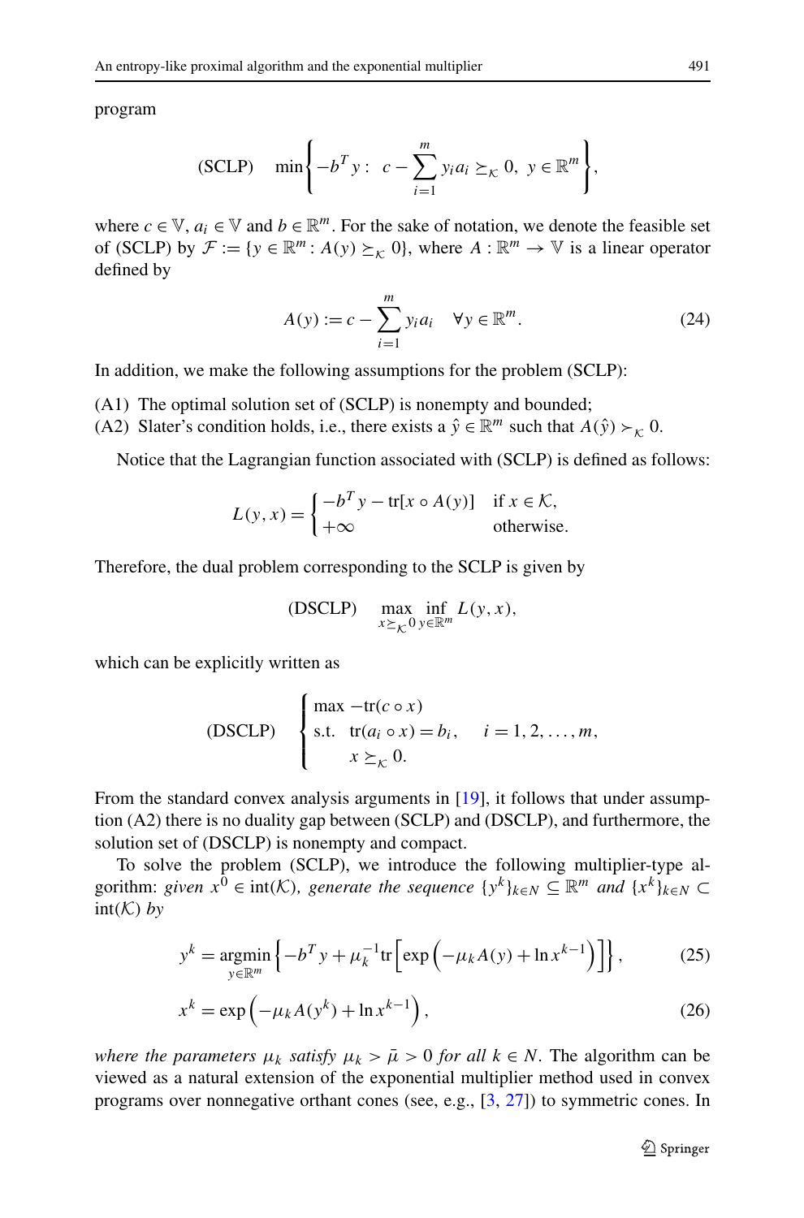program

$$\text{(SCLP)} \quad \min\left\{-b^T y: \ c - \sum_{i=1}^{m} y_i a_i \succeq_{\mathcal{K}} 0, \ y \in \mathbb{R}^m\right\},$$

where $c \in \mathbb{V}$, $a_i \in \mathbb{V}$ and $b \in \mathbb{R}^m$. For the sake of notation, we denote the feasible set of (SCLP) by $\mathcal{F} := \{y \in \mathbb{R}^m : A(y) \succeq_{\mathcal{K}} 0\}$, where $A : \mathbb{R}^m \to \mathbb{V}$ is a linear operator defined by

$$A(y) := c - \sum_{i=1}^{m} y_i a_i \quad \forall y \in \mathbb{R}^m. \tag{24}$$

In addition, we make the following assumptions for the problem (SCLP):

(A1) The optimal solution set of (SCLP) is nonempty and bounded;
(A2) Slater's condition holds, i.e., there exists a $\hat{y} \in \mathbb{R}^m$ such that $A(\hat{y}) \succ_{\mathcal{K}} 0$.

Notice that the Lagrangian function associated with (SCLP) is defined as follows:

$$L(y, x) = \begin{cases} -b^T y - \operatorname{tr}[x \circ A(y)] & \text{if } x \in \mathcal{K}, \\ +\infty & \text{otherwise.} \end{cases}$$

Therefore, the dual problem corresponding to the SCLP is given by

$$\text{(DSCLP)} \quad \max_{x \succeq_{\mathcal{K}} 0} \inf_{y \in \mathbb{R}^m} L(y, x),$$

which can be explicitly written as

$$\text{(DSCLP)} \quad \begin{cases} \max \ -\operatorname{tr}(c \circ x) \\ \text{s.t.} \ \ \operatorname{tr}(a_i \circ x) = b_i, \quad i = 1, 2, \ldots, m, \\ \qquad x \succeq_{\mathcal{K}} 0. \end{cases}$$

From the standard convex analysis arguments in [19], it follows that under assumption (A2) there is no duality gap between (SCLP) and (DSCLP), and furthermore, the solution set of (DSCLP) is nonempty and compact.

To solve the problem (SCLP), we introduce the following multiplier-type algorithm: *given* $x^0 \in \operatorname{int}(\mathcal{K})$, *generate the sequence* $\{y^k\}_{k \in N} \subseteq \mathbb{R}^m$ *and* $\{x^k\}_{k \in N} \subset \operatorname{int}(\mathcal{K})$ *by*

$$y^k = \operatorname*{argmin}_{y \in \mathbb{R}^m} \left\{-b^T y + \mu_k^{-1} \operatorname{tr}\left[\exp\left(-\mu_k A(y) + \ln x^{k-1}\right)\right]\right\}, \tag{25}$$

$$x^k = \exp\left(-\mu_k A(y^k) + \ln x^{k-1}\right), \tag{26}$$

*where the parameters* $\mu_k$ *satisfy* $\mu_k > \bar{\mu} > 0$ *for all* $k \in N$. The algorithm can be viewed as a natural extension of the exponential multiplier method used in convex programs over nonnegative orthant cones (see, e.g., [3, 27]) to symmetric cones. In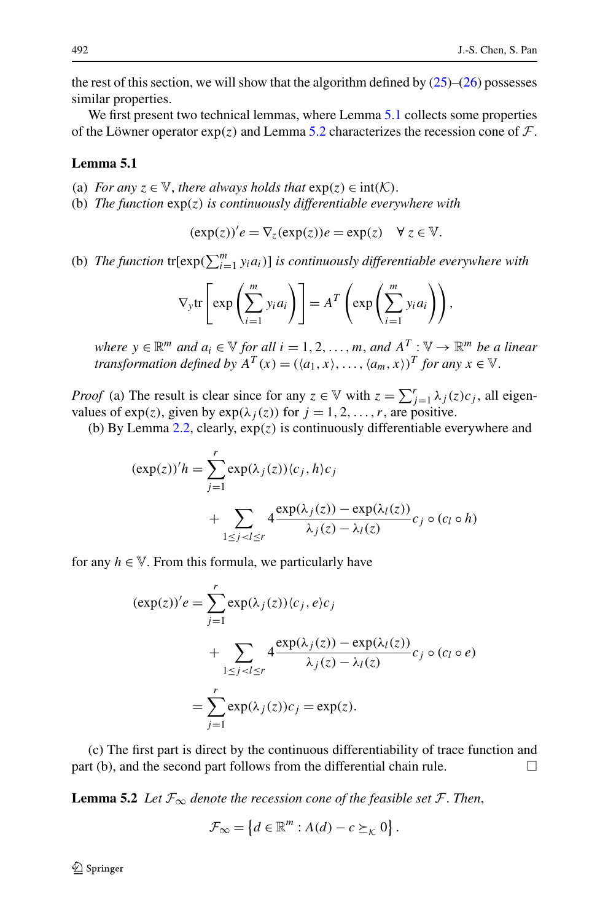the rest of this section, we will show that the algorithm defined by (25)–(26) possesses similar properties.

We first present two technical lemmas, where Lemma 5.1 collects some properties of the Löwner operator $\exp(z)$ and Lemma 5.2 characterizes the recession cone of $\mathcal{F}$.

**Lemma 5.1**

(a) *For any* $z \in \mathbb{V}$, *there always holds that* $\exp(z) \in \operatorname{int}(\mathcal{K})$.

(b) *The function* $\exp(z)$ *is continuously differentiable everywhere with*

$$(\exp(z))'e = \nabla_z(\exp(z))e = \exp(z) \quad \forall\, z \in \mathbb{V}.$$

(b) *The function* $\operatorname{tr}[\exp(\sum_{i=1}^m y_i a_i)]$ *is continuously differentiable everywhere with*

$$\nabla_y \operatorname{tr}\left[\exp\left(\sum_{i=1}^m y_i a_i\right)\right] = A^T\left(\exp\left(\sum_{i=1}^m y_i a_i\right)\right),$$

*where* $y \in \mathbb{R}^m$ *and* $a_i \in \mathbb{V}$ *for all* $i = 1, 2, \ldots, m$, *and* $A^T : \mathbb{V} \to \mathbb{R}^m$ *be a linear transformation defined by* $A^T(x) = (\langle a_1, x\rangle, \ldots, \langle a_m, x\rangle)^T$ *for any* $x \in \mathbb{V}$.

*Proof* (a) The result is clear since for any $z \in \mathbb{V}$ with $z = \sum_{j=1}^r \lambda_j(z)c_j$, all eigenvalues of $\exp(z)$, given by $\exp(\lambda_j(z))$ for $j = 1, 2, \ldots, r$, are positive.

(b) By Lemma 2.2, clearly, $\exp(z)$ is continuously differentiable everywhere and

$$\begin{aligned}
(\exp(z))'h &= \sum_{j=1}^r \exp(\lambda_j(z))\langle c_j, h\rangle c_j \\
&\quad + \sum_{1\le j<l\le r} 4\frac{\exp(\lambda_j(z)) - \exp(\lambda_l(z))}{\lambda_j(z) - \lambda_l(z)} c_j \circ (c_l \circ h)
\end{aligned}$$

for any $h \in \mathbb{V}$. From this formula, we particularly have

$$\begin{aligned}
(\exp(z))'e &= \sum_{j=1}^r \exp(\lambda_j(z))\langle c_j, e\rangle c_j \\
&\quad + \sum_{1\le j<l\le r} 4\frac{\exp(\lambda_j(z)) - \exp(\lambda_l(z))}{\lambda_j(z) - \lambda_l(z)} c_j \circ (c_l \circ e) \\
&= \sum_{j=1}^r \exp(\lambda_j(z)) c_j = \exp(z).
\end{aligned}$$

(c) The first part is direct by the continuous differentiability of trace function and part (b), and the second part follows from the differential chain rule. $\square$

**Lemma 5.2** *Let* $\mathcal{F}_\infty$ *denote the recession cone of the feasible set* $\mathcal{F}$. *Then*,

$$\mathcal{F}_\infty = \left\{d \in \mathbb{R}^m : A(d) - c \succeq_{\mathcal{K}} 0\right\}.$$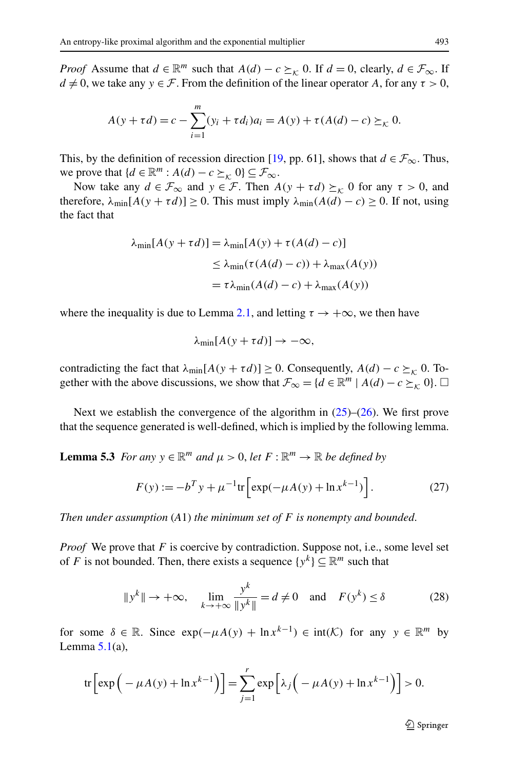*Proof* Assume that $d \in \mathbb{R}^m$ such that $A(d) - c \succeq_{\mathcal{K}} 0$. If $d = 0$, clearly, $d \in \mathcal{F}_\infty$. If $d \neq 0$, we take any $y \in \mathcal{F}$. From the definition of the linear operator $A$, for any $\tau > 0$,

$$A(y + \tau d) = c - \sum_{i=1}^{m} (y_i + \tau d_i) a_i = A(y) + \tau (A(d) - c) \succeq_{\mathcal{K}} 0.$$

This, by the definition of recession direction [19, pp. 61], shows that $d \in \mathcal{F}_\infty$. Thus, we prove that $\{d \in \mathbb{R}^m : A(d) - c \succeq_{\mathcal{K}} 0\} \subseteq \mathcal{F}_\infty$.

Now take any $d \in \mathcal{F}_\infty$ and $y \in \mathcal{F}$. Then $A(y + \tau d) \succeq_{\mathcal{K}} 0$ for any $\tau > 0$, and therefore, $\lambda_{\min}[A(y + \tau d)] \geq 0$. This must imply $\lambda_{\min}(A(d) - c) \geq 0$. If not, using the fact that

$$\begin{aligned}
\lambda_{\min}[A(y + \tau d)] &= \lambda_{\min}[A(y) + \tau (A(d) - c)] \\
&\leq \lambda_{\min}(\tau (A(d) - c)) + \lambda_{\max}(A(y)) \\
&= \tau \lambda_{\min}(A(d) - c) + \lambda_{\max}(A(y))
\end{aligned}$$

where the inequality is due to Lemma 2.1, and letting $\tau \to +\infty$, we then have

$$\lambda_{\min}[A(y + \tau d)] \to -\infty,$$

contradicting the fact that $\lambda_{\min}[A(y + \tau d)] \geq 0$. Consequently, $A(d) - c \succeq_{\mathcal{K}} 0$. Together with the above discussions, we show that $\mathcal{F}_\infty = \{d \in \mathbb{R}^m \mid A(d) - c \succeq_{\mathcal{K}} 0\}$. □

Next we establish the convergence of the algorithm in (25)–(26). We first prove that the sequence generated is well-defined, which is implied by the following lemma.

**Lemma 5.3** *For any $y \in \mathbb{R}^m$ and $\mu > 0$, let $F : \mathbb{R}^m \to \mathbb{R}$ be defined by*

$$F(y) := -b^T y + \mu^{-1} \operatorname{tr}\Big[\exp(-\mu A(y) + \ln x^{k-1})\Big]. \tag{27}$$

*Then under assumption* (*A*1) *the minimum set of $F$ is nonempty and bounded.*

*Proof* We prove that $F$ is coercive by contradiction. Suppose not, i.e., some level set of $F$ is not bounded. Then, there exists a sequence $\{y^k\} \subseteq \mathbb{R}^m$ such that

$$\|y^k\| \to +\infty, \quad \lim_{k \to +\infty} \frac{y^k}{\|y^k\|} = d \neq 0 \quad \text{and} \quad F(y^k) \leq \delta \tag{28}$$

for some $\delta \in \mathbb{R}$. Since $\exp(-\mu A(y) + \ln x^{k-1}) \in \operatorname{int}(\mathcal{K})$ for any $y \in \mathbb{R}^m$ by Lemma 5.1(a),

$$\operatorname{tr}\Big[\exp\Big(-\mu A(y) + \ln x^{k-1}\Big)\Big] = \sum_{j=1}^{r} \exp\Big[\lambda_j\Big(-\mu A(y) + \ln x^{k-1}\Big)\Big] > 0.$$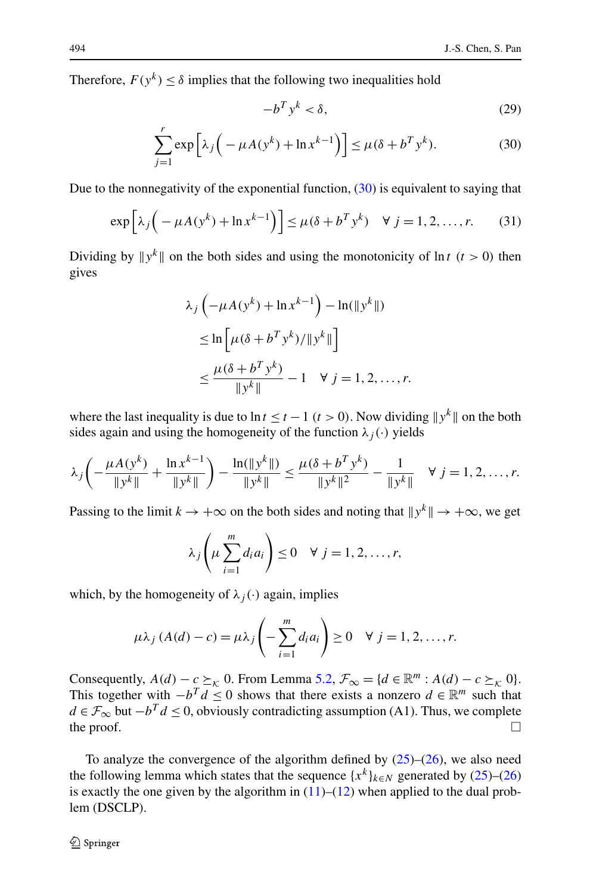Therefore, $F(y^k) \le \delta$ implies that the following two inequalities hold

$$-b^T y^k < \delta, \tag{29}$$

$$\sum_{j=1}^{r} \exp\Big[\lambda_j\Big(-\mu A(y^k) + \ln x^{k-1}\Big)\Big] \le \mu(\delta + b^T y^k). \tag{30}$$

Due to the nonnegativity of the exponential function, (30) is equivalent to saying that

$$\exp\Big[\lambda_j\Big(-\mu A(y^k) + \ln x^{k-1}\Big)\Big] \le \mu(\delta + b^T y^k) \quad \forall\, j = 1, 2, \ldots, r. \tag{31}$$

Dividing by $\|y^k\|$ on the both sides and using the monotonicity of $\ln t$ $(t > 0)$ then gives

$$\begin{aligned}
&\lambda_j\left(-\mu A(y^k) + \ln x^{k-1}\right) - \ln(\|y^k\|) \\
&\le \ln\Big[\mu(\delta + b^T y^k)/\|y^k\|\Big] \\
&\le \frac{\mu(\delta + b^T y^k)}{\|y^k\|} - 1 \quad \forall\, j = 1, 2, \ldots, r.
\end{aligned}$$

where the last inequality is due to $\ln t \le t - 1$ $(t > 0)$. Now dividing $\|y^k\|$ on the both sides again and using the homogeneity of the function $\lambda_j(\cdot)$ yields

$$\lambda_j\left(-\frac{\mu A(y^k)}{\|y^k\|} + \frac{\ln x^{k-1}}{\|y^k\|}\right) - \frac{\ln(\|y^k\|)}{\|y^k\|} \le \frac{\mu(\delta + b^T y^k)}{\|y^k\|^2} - \frac{1}{\|y^k\|} \quad \forall\, j = 1, 2, \ldots, r.$$

Passing to the limit $k \to +\infty$ on the both sides and noting that $\|y^k\| \to +\infty$, we get

$$\lambda_j\left(\mu \sum_{i=1}^{m} d_i a_i\right) \le 0 \quad \forall\, j = 1, 2, \ldots, r,$$

which, by the homogeneity of $\lambda_j(\cdot)$ again, implies

$$\mu \lambda_j\left(A(d) - c\right) = \mu \lambda_j\left(-\sum_{i=1}^{m} d_i a_i\right) \ge 0 \quad \forall\, j = 1, 2, \ldots, r.$$

Consequently, $A(d) - c \succeq_{\mathcal{K}} 0$. From Lemma 5.2, $\mathcal{F}_\infty = \{d \in \mathbb{R}^m : A(d) - c \succeq_{\mathcal{K}} 0\}$. This together with $-b^T d \le 0$ shows that there exists a nonzero $d \in \mathbb{R}^m$ such that $d \in \mathcal{F}_\infty$ but $-b^T d \le 0$, obviously contradicting assumption (A1). Thus, we complete the proof. $\square$

To analyze the convergence of the algorithm defined by (25)–(26), we also need the following lemma which states that the sequence $\{x^k\}_{k\in N}$ generated by (25)–(26) is exactly the one given by the algorithm in (11)–(12) when applied to the dual problem (DSCLP).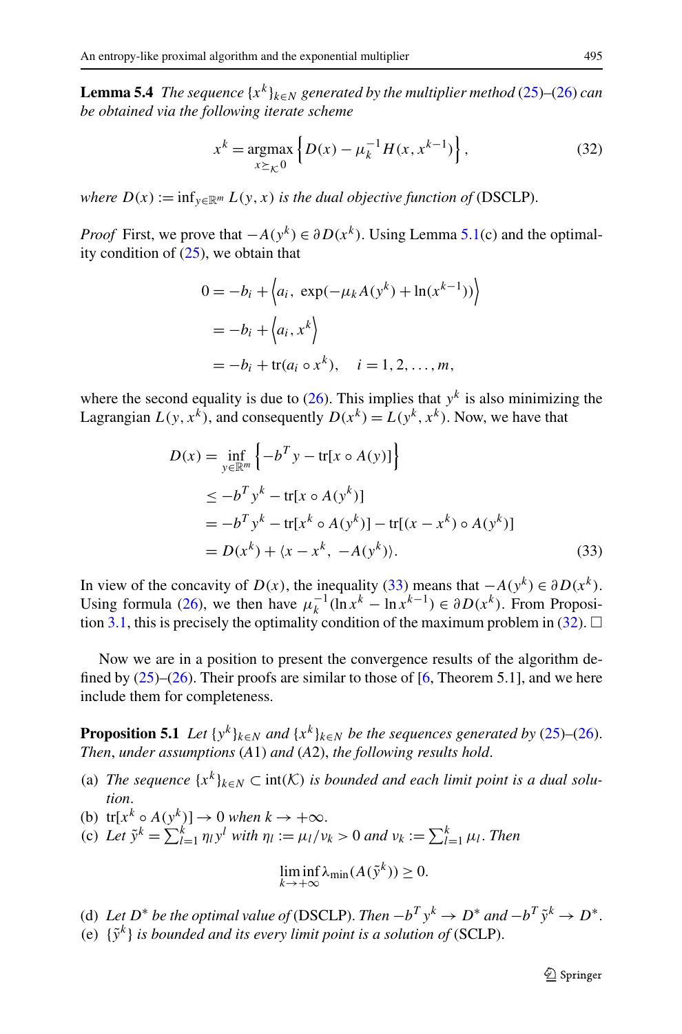**Lemma 5.4** *The sequence* $\{x^k\}_{k\in N}$ *generated by the multiplier method* (25)–(26) *can be obtained via the following iterate scheme*

$$x^k = \operatorname*{argmax}_{x\succeq_{\mathcal{K}}0} \left\{ D(x) - \mu_k^{-1} H(x, x^{k-1}) \right\}, \tag{32}$$

*where* $D(x) := \inf_{y\in\mathbb{R}^m} L(y, x)$ *is the dual objective function of* (DSCLP).

*Proof* First, we prove that $-A(y^k) \in \partial D(x^k)$. Using Lemma 5.1(c) and the optimality condition of (25), we obtain that

$$\begin{aligned}
0 &= -b_i + \left\langle a_i,\ \exp(-\mu_k A(y^k) + \ln(x^{k-1}))\right\rangle \\
&= -b_i + \left\langle a_i, x^k \right\rangle \\
&= -b_i + \operatorname{tr}(a_i \circ x^k), \quad i = 1, 2, \ldots, m,
\end{aligned}$$

where the second equality is due to (26). This implies that $y^k$ is also minimizing the Lagrangian $L(y, x^k)$, and consequently $D(x^k) = L(y^k, x^k)$. Now, we have that

$$\begin{aligned}
D(x) &= \inf_{y\in\mathbb{R}^m} \left\{ -b^T y - \operatorname{tr}[x \circ A(y)] \right\} \\
&\le -b^T y^k - \operatorname{tr}[x \circ A(y^k)] \\
&= -b^T y^k - \operatorname{tr}[x^k \circ A(y^k)] - \operatorname{tr}[(x - x^k) \circ A(y^k)] \\
&= D(x^k) + \langle x - x^k,\ -A(y^k)\rangle.
\end{aligned} \tag{33}$$

In view of the concavity of $D(x)$, the inequality (33) means that $-A(y^k) \in \partial D(x^k)$. Using formula (26), we then have $\mu_k^{-1}(\ln x^k - \ln x^{k-1}) \in \partial D(x^k)$. From Proposition 3.1, this is precisely the optimality condition of the maximum problem in (32). □

Now we are in a position to present the convergence results of the algorithm defined by (25)–(26). Their proofs are similar to those of [6, Theorem 5.1], and we here include them for completeness.

**Proposition 5.1** *Let* $\{y^k\}_{k\in N}$ *and* $\{x^k\}_{k\in N}$ *be the sequences generated by* (25)–(26). *Then*, *under assumptions* (*A*1) *and* (*A*2), *the following results hold*.

(a) *The sequence* $\{x^k\}_{k\in N} \subset \operatorname{int}(\mathcal{K})$ *is bounded and each limit point is a dual solution*.
(b) $\operatorname{tr}[x^k \circ A(y^k)] \to 0$ *when* $k \to +\infty$.
(c) *Let* $\tilde{y}^k = \sum_{l=1}^k \eta_l y^l$ *with* $\eta_l := \mu_l/\nu_k > 0$ *and* $\nu_k := \sum_{l=1}^k \mu_l$. *Then*

$$\liminf_{k\to+\infty} \lambda_{\min}(A(\tilde{y}^k)) \ge 0.$$

(d) *Let* $D^*$ *be the optimal value of* (DSCLP). *Then* $-b^T y^k \to D^*$ *and* $-b^T \tilde{y}^k \to D^*$.
(e) $\{\tilde{y}^k\}$ *is bounded and its every limit point is a solution of* (SCLP).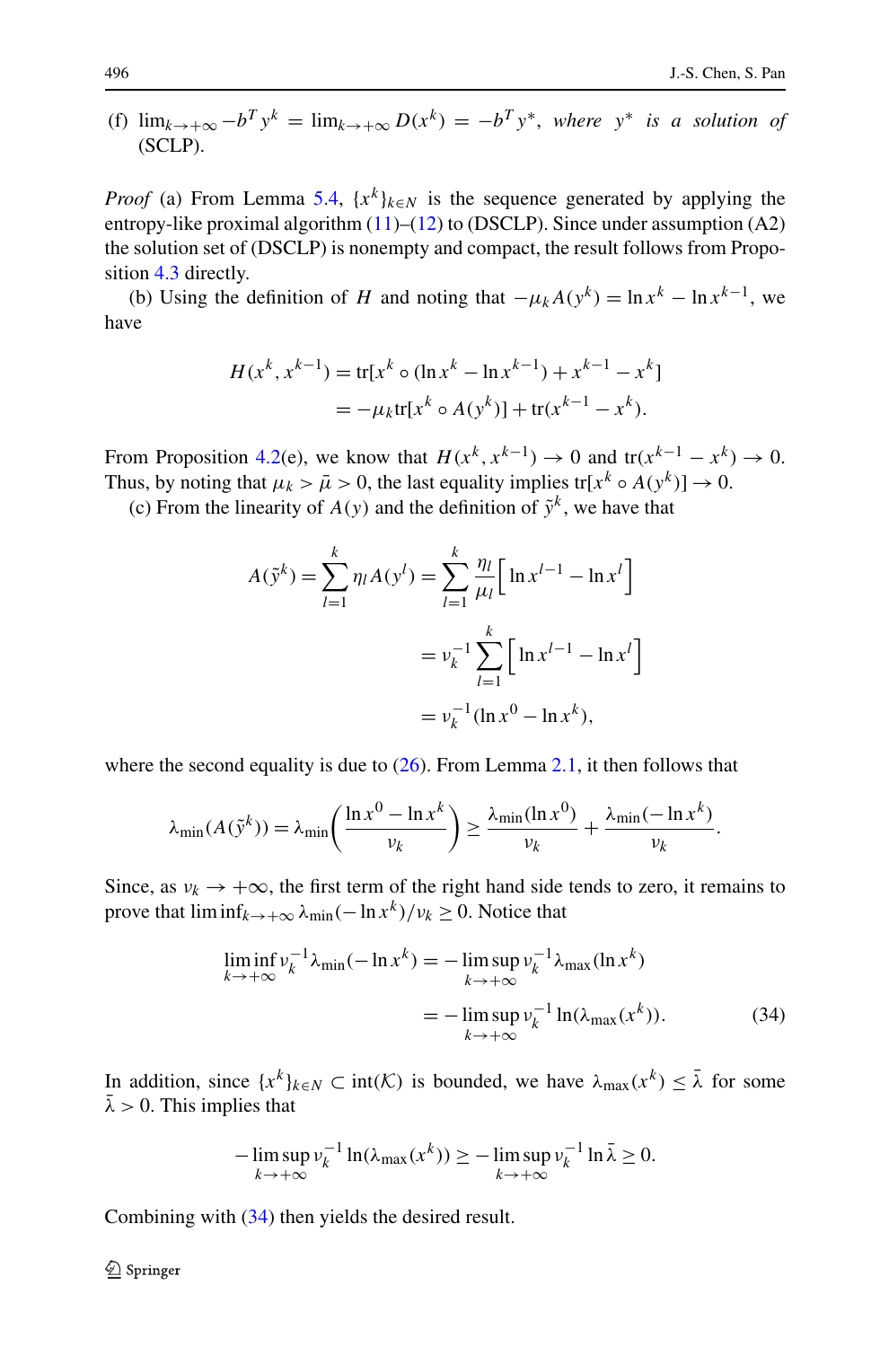(f) $\lim_{k\to+\infty} -b^T y^k = \lim_{k\to+\infty} D(x^k) = -b^T y^*$, *where* $y^*$ *is a solution of* (SCLP).

*Proof* (a) From Lemma 5.4, $\{x^k\}_{k\in N}$ is the sequence generated by applying the entropy-like proximal algorithm (11)–(12) to (DSCLP). Since under assumption (A2) the solution set of (DSCLP) is nonempty and compact, the result follows from Proposition 4.3 directly.

(b) Using the definition of $H$ and noting that $-\mu_k A(y^k) = \ln x^k - \ln x^{k-1}$, we have

$$
\begin{aligned}
H(x^k, x^{k-1}) &= \mathrm{tr}[x^k \circ (\ln x^k - \ln x^{k-1}) + x^{k-1} - x^k] \\
&= -\mu_k \mathrm{tr}[x^k \circ A(y^k)] + \mathrm{tr}(x^{k-1} - x^k).
\end{aligned}
$$

From Proposition 4.2(e), we know that $H(x^k, x^{k-1}) \to 0$ and $\mathrm{tr}(x^{k-1} - x^k) \to 0$. Thus, by noting that $\mu_k > \bar{\mu} > 0$, the last equality implies $\mathrm{tr}[x^k \circ A(y^k)] \to 0$.

(c) From the linearity of $A(y)$ and the definition of $\tilde{y}^k$, we have that

$$
\begin{aligned}
A(\tilde{y}^k) = \sum_{l=1}^{k} \eta_l A(y^l) &= \sum_{l=1}^{k} \frac{\eta_l}{\mu_l}\Big[\ln x^{l-1} - \ln x^l\Big] \\
&= \nu_k^{-1} \sum_{l=1}^{k} \Big[\ln x^{l-1} - \ln x^l\Big] \\
&= \nu_k^{-1}(\ln x^0 - \ln x^k),
\end{aligned}
$$

where the second equality is due to (26). From Lemma 2.1, it then follows that

$$
\lambda_{\min}(A(\tilde{y}^k)) = \lambda_{\min}\left(\frac{\ln x^0 - \ln x^k}{\nu_k}\right) \geq \frac{\lambda_{\min}(\ln x^0)}{\nu_k} + \frac{\lambda_{\min}(-\ln x^k)}{\nu_k}.
$$

Since, as $\nu_k \to +\infty$, the first term of the right hand side tends to zero, it remains to prove that $\liminf_{k\to+\infty} \lambda_{\min}(-\ln x^k)/\nu_k \geq 0$. Notice that

$$
\begin{aligned}
\liminf_{k\to+\infty} \nu_k^{-1} \lambda_{\min}(-\ln x^k) &= -\limsup_{k\to+\infty} \nu_k^{-1} \lambda_{\max}(\ln x^k) \\
&= -\limsup_{k\to+\infty} \nu_k^{-1} \ln(\lambda_{\max}(x^k)). \qquad (34)
\end{aligned}
$$

In addition, since $\{x^k\}_{k\in N} \subset \mathrm{int}(\mathcal{K})$ is bounded, we have $\lambda_{\max}(x^k) \leq \bar{\lambda}$ for some $\bar{\lambda} > 0$. This implies that

$$
-\limsup_{k\to+\infty} \nu_k^{-1} \ln(\lambda_{\max}(x^k)) \geq -\limsup_{k\to+\infty} \nu_k^{-1} \ln \bar{\lambda} \geq 0.
$$

Combining with (34) then yields the desired result.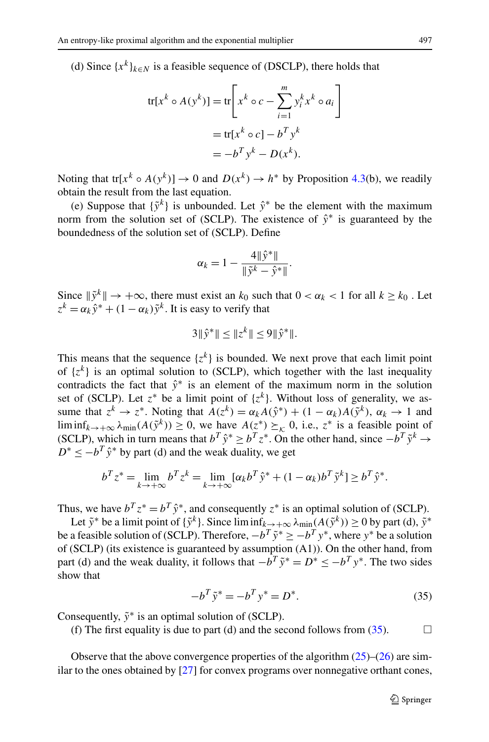(d) Since $\{x^k\}_{k\in N}$ is a feasible sequence of (DSCLP), there holds that

$$
\begin{aligned}
\mathrm{tr}[x^k \circ A(y^k)] &= \mathrm{tr}\left[x^k \circ c - \sum_{i=1}^m y_i^k x^k \circ a_i\right] \\
&= \mathrm{tr}[x^k \circ c] - b^T y^k \\
&= -b^T y^k - D(x^k).
\end{aligned}
$$

Noting that $\mathrm{tr}[x^k \circ A(y^k)] \to 0$ and $D(x^k) \to h^*$ by Proposition 4.3(b), we readily obtain the result from the last equation.

(e) Suppose that $\{\tilde{y}^k\}$ is unbounded. Let $\hat{y}^*$ be the element with the maximum norm from the solution set of (SCLP). The existence of $\hat{y}^*$ is guaranteed by the boundedness of the solution set of (SCLP). Define

$$
\alpha_k = 1 - \frac{4\|\hat{y}^*\|}{\|\tilde{y}^k - \hat{y}^*\|}.
$$

Since $\|\tilde{y}^k\| \to +\infty$, there must exist an $k_0$ such that $0 < \alpha_k < 1$ for all $k \geq k_0$ . Let $z^k = \alpha_k \hat{y}^* + (1-\alpha_k)\tilde{y}^k$. It is easy to verify that

$$
3\|\hat{y}^*\| \leq \|z^k\| \leq 9\|\hat{y}^*\|.
$$

This means that the sequence $\{z^k\}$ is bounded. We next prove that each limit point of $\{z^k\}$ is an optimal solution to (SCLP), which together with the last inequality contradicts the fact that $\hat{y}^*$ is an element of the maximum norm in the solution set of (SCLP). Let $z^*$ be a limit point of $\{z^k\}$. Without loss of generality, we assume that $z^k \to z^*$. Noting that $A(z^k) = \alpha_k A(\hat{y}^*) + (1-\alpha_k)A(\tilde{y}^k)$, $\alpha_k \to 1$ and $\liminf_{k\to+\infty} \lambda_{\min}(A(\tilde{y}^k)) \geq 0$, we have $A(z^*) \succeq_{\mathcal{K}} 0$, i.e., $z^*$ is a feasible point of (SCLP), which in turn means that $b^T\hat{y}^* \geq b^T z^*$. On the other hand, since $-b^T\tilde{y}^k \to D^* \leq -b^T\hat{y}^*$ by part (d) and the weak duality, we get

$$
b^T z^* = \lim_{k\to+\infty} b^T z^k = \lim_{k\to+\infty} [\alpha_k b^T \hat{y}^* + (1-\alpha_k) b^T \tilde{y}^k] \geq b^T \hat{y}^*.
$$

Thus, we have $b^T z^* = b^T \hat{y}^*$, and consequently $z^*$ is an optimal solution of (SCLP).

Let $\tilde{y}^*$ be a limit point of $\{\tilde{y}^k\}$. Since $\liminf_{k\to+\infty} \lambda_{\min}(A(\tilde{y}^k)) \geq 0$ by part (d), $\tilde{y}^*$ be a feasible solution of (SCLP). Therefore, $-b^T\tilde{y}^* \geq -b^T y^*$, where $y^*$ be a solution of (SCLP) (its existence is guaranteed by assumption (A1)). On the other hand, from part (d) and the weak duality, it follows that $-b^T\tilde{y}^* = D^* \leq -b^T y^*$. The two sides show that

$$
-b^T\tilde{y}^* = -b^T y^* = D^*. \tag{35}
$$

Consequently, $\tilde{y}^*$ is an optimal solution of (SCLP).

(f) The first equality is due to part (d) and the second follows from (35). □

Observe that the above convergence properties of the algorithm (25)–(26) are similar to the ones obtained by [27] for convex programs over nonnegative orthant cones,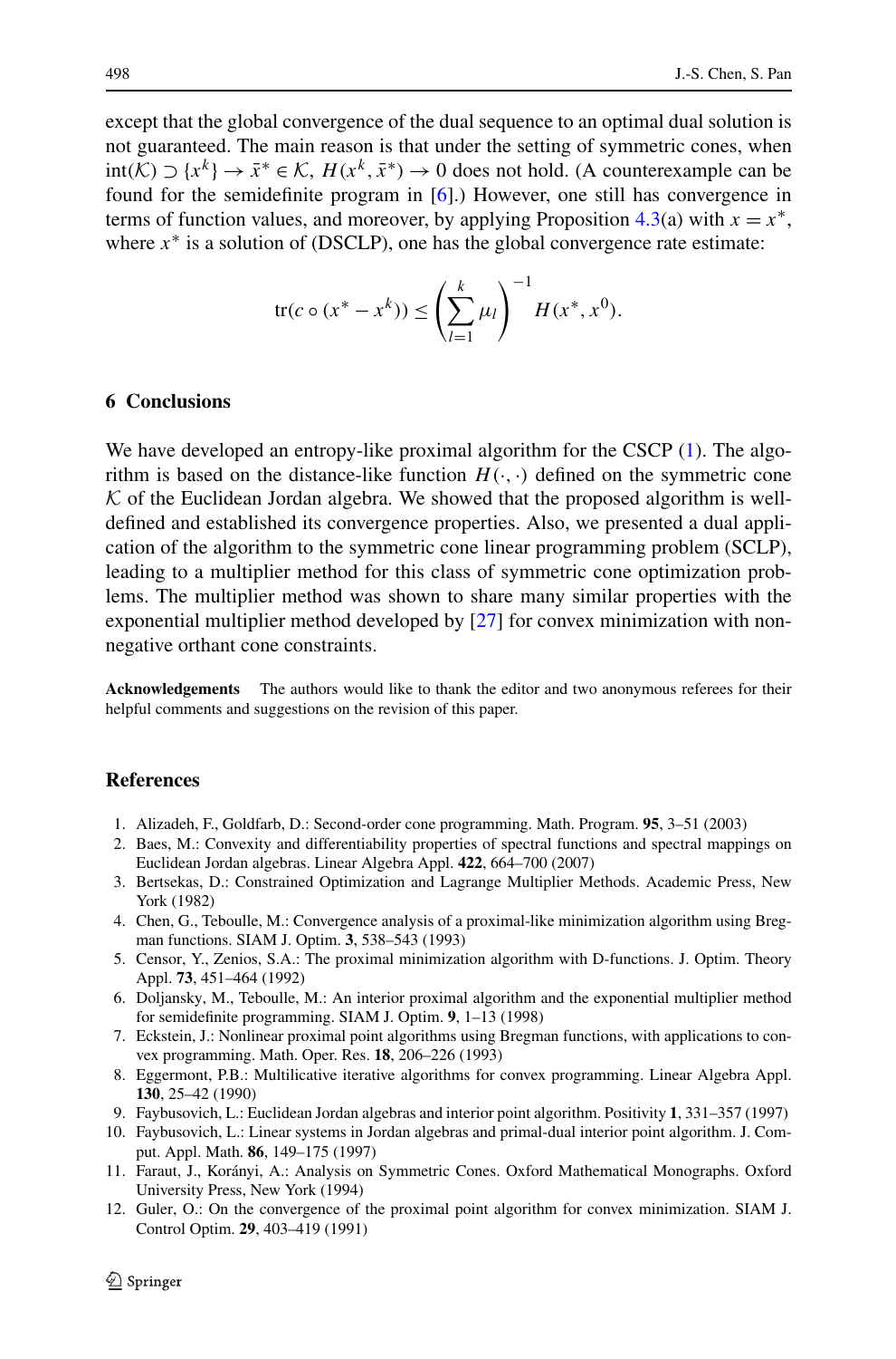except that the global convergence of the dual sequence to an optimal dual solution is not guaranteed. The main reason is that under the setting of symmetric cones, when $\mathrm{int}(\mathcal{K}) \supset \{x^k\} \to \bar{x}^* \in \mathcal{K}$, $H(x^k, \bar{x}^*) \to 0$ does not hold. (A counterexample can be found for the semidefinite program in [6].) However, one still has convergence in terms of function values, and moreover, by applying Proposition 4.3(a) with $x = x^*$, where $x^*$ is a solution of (DSCLP), one has the global convergence rate estimate:

$$\mathrm{tr}(c \circ (x^* - x^k)) \le \left( \sum_{l=1}^{k} \mu_l \right)^{-1} H(x^*, x^0).$$

## 6 Conclusions

We have developed an entropy-like proximal algorithm for the CSCP (1). The algorithm is based on the distance-like function $H(\cdot, \cdot)$ defined on the symmetric cone $\mathcal{K}$ of the Euclidean Jordan algebra. We showed that the proposed algorithm is well-defined and established its convergence properties. Also, we presented a dual application of the algorithm to the symmetric cone linear programming problem (SCLP), leading to a multiplier method for this class of symmetric cone optimization problems. The multiplier method was shown to share many similar properties with the exponential multiplier method developed by [27] for convex minimization with non-negative orthant cone constraints.

**Acknowledgements** The authors would like to thank the editor and two anonymous referees for their helpful comments and suggestions on the revision of this paper.

## References

1. Alizadeh, F., Goldfarb, D.: Second-order cone programming. Math. Program. **95**, 3–51 (2003)
2. Baes, M.: Convexity and differentiability properties of spectral functions and spectral mappings on Euclidean Jordan algebras. Linear Algebra Appl. **422**, 664–700 (2007)
3. Bertsekas, D.: Constrained Optimization and Lagrange Multiplier Methods. Academic Press, New York (1982)
4. Chen, G., Teboulle, M.: Convergence analysis of a proximal-like minimization algorithm using Bregman functions. SIAM J. Optim. **3**, 538–543 (1993)
5. Censor, Y., Zenios, S.A.: The proximal minimization algorithm with D-functions. J. Optim. Theory Appl. **73**, 451–464 (1992)
6. Doljansky, M., Teboulle, M.: An interior proximal algorithm and the exponential multiplier method for semidefinite programming. SIAM J. Optim. **9**, 1–13 (1998)
7. Eckstein, J.: Nonlinear proximal point algorithms using Bregman functions, with applications to convex programming. Math. Oper. Res. **18**, 206–226 (1993)
8. Eggermont, P.B.: Multilicative iterative algorithms for convex programming. Linear Algebra Appl. **130**, 25–42 (1990)
9. Faybusovich, L.: Euclidean Jordan algebras and interior point algorithm. Positivity **1**, 331–357 (1997)
10. Faybusovich, L.: Linear systems in Jordan algebras and primal-dual interior point algorithm. J. Comput. Appl. Math. **86**, 149–175 (1997)
11. Faraut, J., Korányi, A.: Analysis on Symmetric Cones. Oxford Mathematical Monographs. Oxford University Press, New York (1994)
12. Guler, O.: On the convergence of the proximal point algorithm for convex minimization. SIAM J. Control Optim. **29**, 403–419 (1991)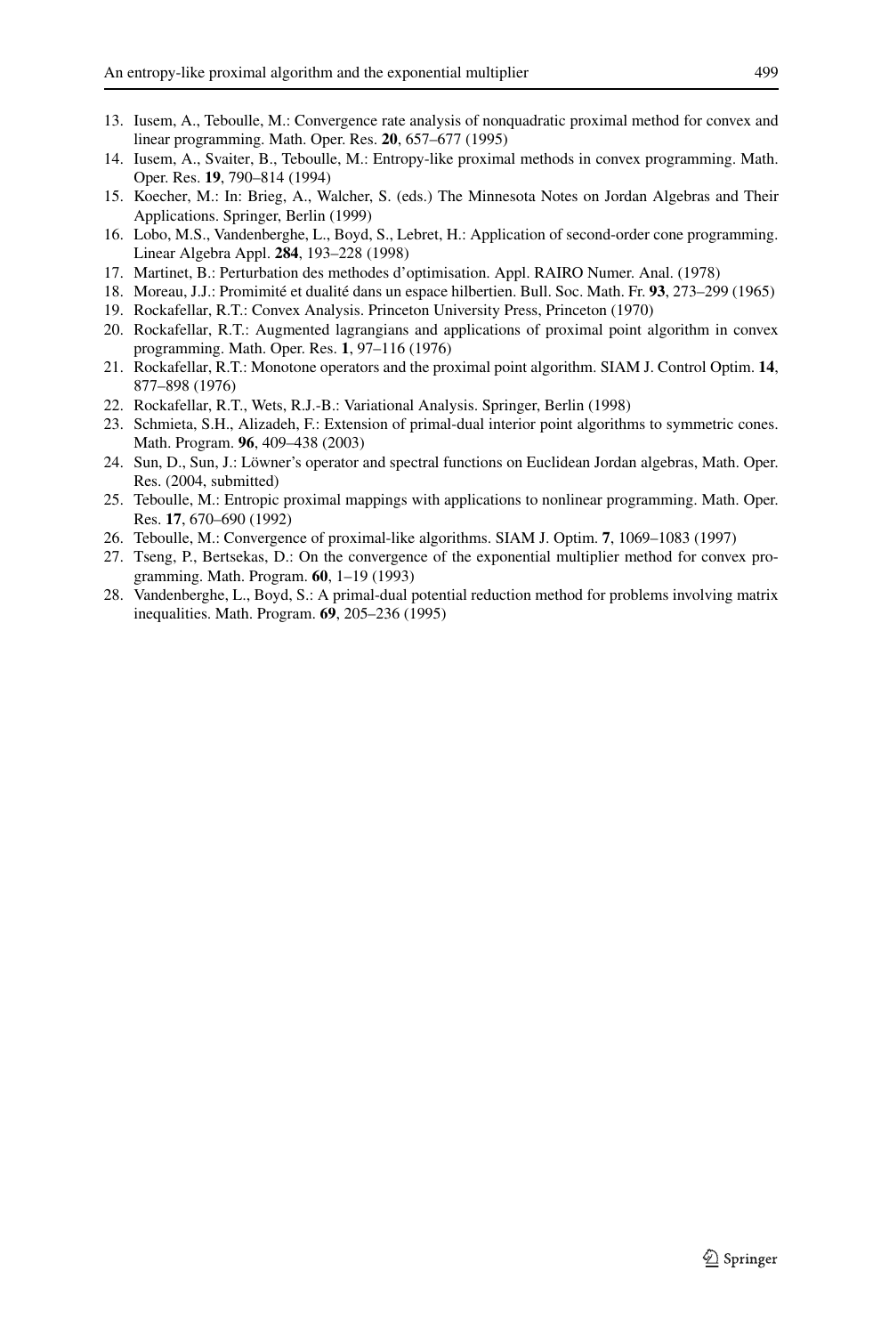13. Iusem, A., Teboulle, M.: Convergence rate analysis of nonquadratic proximal method for convex and linear programming. Math. Oper. Res. **20**, 657–677 (1995)
14. Iusem, A., Svaiter, B., Teboulle, M.: Entropy-like proximal methods in convex programming. Math. Oper. Res. **19**, 790–814 (1994)
15. Koecher, M.: In: Brieg, A., Walcher, S. (eds.) The Minnesota Notes on Jordan Algebras and Their Applications. Springer, Berlin (1999)
16. Lobo, M.S., Vandenberghe, L., Boyd, S., Lebret, H.: Application of second-order cone programming. Linear Algebra Appl. **284**, 193–228 (1998)
17. Martinet, B.: Perturbation des methodes d'optimisation. Appl. RAIRO Numer. Anal. (1978)
18. Moreau, J.J.: Promimité et dualité dans un espace hilbertien. Bull. Soc. Math. Fr. **93**, 273–299 (1965)
19. Rockafellar, R.T.: Convex Analysis. Princeton University Press, Princeton (1970)
20. Rockafellar, R.T.: Augmented lagrangians and applications of proximal point algorithm in convex programming. Math. Oper. Res. **1**, 97–116 (1976)
21. Rockafellar, R.T.: Monotone operators and the proximal point algorithm. SIAM J. Control Optim. **14**, 877–898 (1976)
22. Rockafellar, R.T., Wets, R.J.-B.: Variational Analysis. Springer, Berlin (1998)
23. Schmieta, S.H., Alizadeh, F.: Extension of primal-dual interior point algorithms to symmetric cones. Math. Program. **96**, 409–438 (2003)
24. Sun, D., Sun, J.: Löwner's operator and spectral functions on Euclidean Jordan algebras, Math. Oper. Res. (2004, submitted)
25. Teboulle, M.: Entropic proximal mappings with applications to nonlinear programming. Math. Oper. Res. **17**, 670–690 (1992)
26. Teboulle, M.: Convergence of proximal-like algorithms. SIAM J. Optim. **7**, 1069–1083 (1997)
27. Tseng, P., Bertsekas, D.: On the convergence of the exponential multiplier method for convex programming. Math. Program. **60**, 1–19 (1993)
28. Vandenberghe, L., Boyd, S.: A primal-dual potential reduction method for problems involving matrix inequalities. Math. Program. **69**, 205–236 (1995)